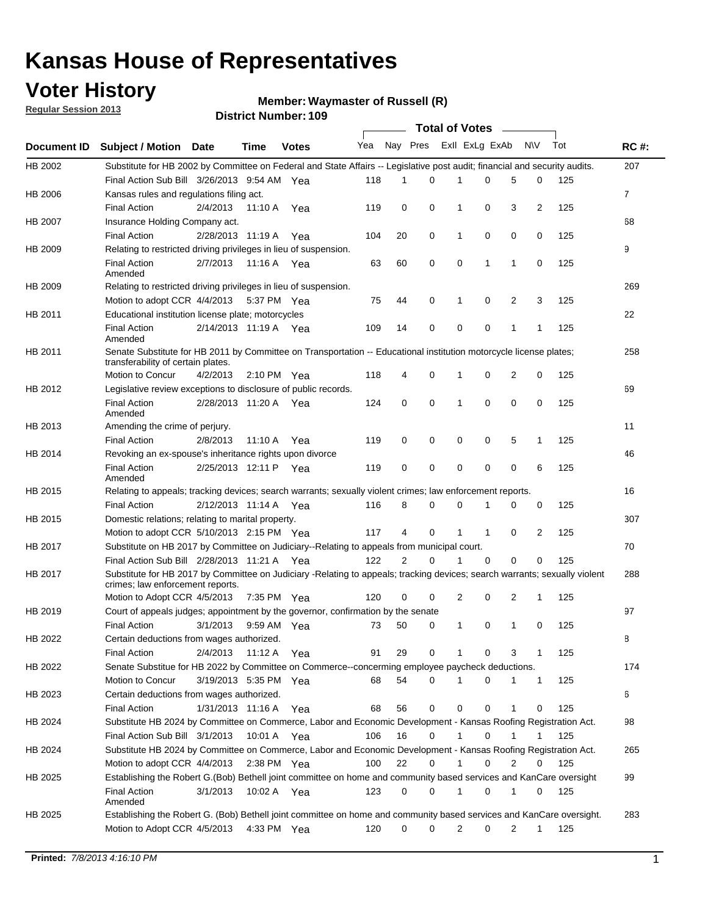# Kansas House of Representatives

## Voter History

**Regular Session 2013**

**Member: Waymaster of Russell (R)**

**District Number: 109**

| Document ID | Subject / Motion | Date | Time | Votes | Yea | Nay | Pres | ExII | ExLg | ExAb | N\V | Tot | RC #: |
|---|---|---|---|---|---|---|---|---|---|---|---|---|---|
| HB 2002 | Substitute for HB 2002 by Committee on Federal and State Affairs -- Legislative post audit; financial and security audits. | | | | | | | | | | | | 207 |
| | Final Action Sub Bill | 3/26/2013 | 9:54 AM | Yea | 118 | 1 | 0 | 1 | 0 | 5 | 0 | 125 | |
| HB 2006 | Kansas rules and regulations filing act. | | | | | | | | | | | | 7 |
| | Final Action | 2/4/2013 | 11:10 A | Yea | 119 | 0 | 0 | 1 | 0 | 3 | 2 | 125 | |
| HB 2007 | Insurance Holding Company act. | | | | | | | | | | | | 68 |
| | Final Action | 2/28/2013 | 11:19 A | Yea | 104 | 20 | 0 | 1 | 0 | 0 | 0 | 125 | |
| HB 2009 | Relating to restricted driving privileges in lieu of suspension. | | | | | | | | | | | | 9 |
| | Final Action Amended | 2/7/2013 | 11:16 A | Yea | 63 | 60 | 0 | 0 | 1 | 1 | 0 | 125 | |
| HB 2009 | Relating to restricted driving privileges in lieu of suspension. | | | | | | | | | | | | 269 |
| | Motion to adopt CCR | 4/4/2013 | 5:37 PM | Yea | 75 | 44 | 0 | 1 | 0 | 2 | 3 | 125 | |
| HB 2011 | Educational institution license plate; motorcycles | | | | | | | | | | | | 22 |
| | Final Action Amended | 2/14/2013 | 11:19 A | Yea | 109 | 14 | 0 | 0 | 0 | 1 | 1 | 125 | |
| HB 2011 | Senate Substitute for HB 2011 by Committee on Transportation -- Educational institution motorcycle license plates; transferability of certain plates. | | | | | | | | | | | | 258 |
| | Motion to Concur | 4/2/2013 | 2:10 PM | Yea | 118 | 4 | 0 | 1 | 0 | 2 | 0 | 125 | |
| HB 2012 | Legislative review exceptions to disclosure of public records. | | | | | | | | | | | | 69 |
| | Final Action Amended | 2/28/2013 | 11:20 A | Yea | 124 | 0 | 0 | 1 | 0 | 0 | 0 | 125 | |
| HB 2013 | Amending the crime of perjury. | | | | | | | | | | | | 11 |
| | Final Action | 2/8/2013 | 11:10 A | Yea | 119 | 0 | 0 | 0 | 0 | 5 | 1 | 125 | |
| HB 2014 | Revoking an ex-spouse's inheritance rights upon divorce | | | | | | | | | | | | 46 |
| | Final Action Amended | 2/25/2013 | 12:11 P | Yea | 119 | 0 | 0 | 0 | 0 | 0 | 6 | 125 | |
| HB 2015 | Relating to appeals; tracking devices; search warrants; sexually violent crimes; law enforcement reports. | | | | | | | | | | | | 16 |
| | Final Action | 2/12/2013 | 11:14 A | Yea | 116 | 8 | 0 | 0 | 1 | 0 | 0 | 125 | |
| HB 2015 | Domestic relations; relating to marital property. | | | | | | | | | | | | 307 |
| | Motion to adopt CCR | 5/10/2013 | 2:15 PM | Yea | 117 | 4 | 0 | 1 | 1 | 0 | 2 | 125 | |
| HB 2017 | Substitute on HB 2017 by Committee on Judiciary--Relating to appeals from municipal court. | | | | | | | | | | | | 70 |
| | Final Action Sub Bill | 2/28/2013 | 11:21 A | Yea | 122 | 2 | 0 | 1 | 0 | 0 | 0 | 125 | |
| HB 2017 | Substitute for HB 2017 by Committee on Judiciary -Relating to appeals; tracking devices; search warrants; sexually violent crimes; law enforcement reports. | | | | | | | | | | | | 288 |
| | Motion to Adopt CCR | 4/5/2013 | 7:35 PM | Yea | 120 | 0 | 0 | 2 | 0 | 2 | 1 | 125 | |
| HB 2019 | Court of appeals judges; appointment by the governor, confirmation by the senate | | | | | | | | | | | | 97 |
| | Final Action | 3/1/2013 | 9:59 AM | Yea | 73 | 50 | 0 | 1 | 0 | 1 | 0 | 125 | |
| HB 2022 | Certain deductions from wages authorized. | | | | | | | | | | | | 8 |
| | Final Action | 2/4/2013 | 11:12 A | Yea | 91 | 29 | 0 | 1 | 0 | 3 | 1 | 125 | |
| HB 2022 | Senate Substitue for HB 2022 by Committee on Commerce--concerning employee paycheck deductions. | | | | | | | | | | | | 174 |
| | Motion to Concur | 3/19/2013 | 5:35 PM | Yea | 68 | 54 | 0 | 1 | 0 | 1 | 1 | 125 | |
| HB 2023 | Certain deductions from wages authorized. | | | | | | | | | | | | 6 |
| | Final Action | 1/31/2013 | 11:16 A | Yea | 68 | 56 | 0 | 0 | 0 | 1 | 0 | 125 | |
| HB 2024 | Substitute HB 2024 by Committee on Commerce, Labor and Economic Development - Kansas Roofing Registration Act. | | | | | | | | | | | | 98 |
| | Final Action Sub Bill | 3/1/2013 | 10:01 A | Yea | 106 | 16 | 0 | 1 | 0 | 1 | 1 | 125 | |
| HB 2024 | Substitute HB 2024 by Committee on Commerce, Labor and Economic Development - Kansas Roofing Registration Act. | | | | | | | | | | | | 265 |
| | Motion to adopt CCR | 4/4/2013 | 2:38 PM | Yea | 100 | 22 | 0 | 1 | 0 | 2 | 0 | 125 | |
| HB 2025 | Establishing the Robert G.(Bob) Bethell joint committee on home and community based services and KanCare oversight | | | | | | | | | | | | 99 |
| | Final Action Amended | 3/1/2013 | 10:02 A | Yea | 123 | 0 | 0 | 1 | 0 | 1 | 0 | 125 | |
| HB 2025 | Establishing the Robert G. (Bob) Bethell joint committee on home and community based services and KanCare oversight. | | | | | | | | | | | | 283 |
| | Motion to Adopt CCR | 4/5/2013 | 4:33 PM | Yea | 120 | 0 | 0 | 2 | 0 | 2 | 1 | 125 | |

**Printed:** *7/8/2013 4:16:10 PM*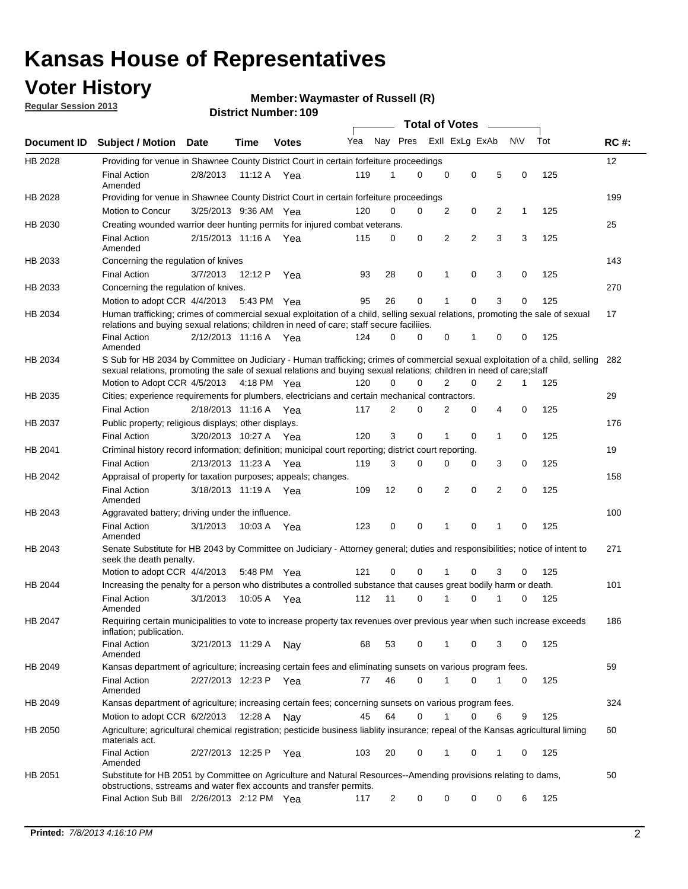# Kansas House of Representatives

## Voter History

**Regular Session 2013**

**Member: Waymaster of Russell (R)**

**District Number: 109**

| Document ID | Subject / Motion | Date | Time | Votes | Yea | Nay | Pres | ExII | ExLg | ExAb | N\V | Tot | RC #: |
|---|---|---|---|---|---|---|---|---|---|---|---|---|---|
| HB 2028 | Providing for venue in Shawnee County District Court in certain forfeiture proceedings | | | | | | | | | | | | 12 |
| | Final Action Amended | 2/8/2013 | 11:12 A | Yea | 119 | 1 | 0 | 0 | 0 | 5 | 0 | 125 | |
| HB 2028 | Providing for venue in Shawnee County District Court in certain forfeiture proceedings | | | | | | | | | | | | 199 |
| | Motion to Concur | 3/25/2013 | 9:36 AM | Yea | 120 | 0 | 0 | 2 | 0 | 2 | 1 | 125 | |
| HB 2030 | Creating wounded warrior deer hunting permits for injured combat veterans. | | | | | | | | | | | | 25 |
| | Final Action Amended | 2/15/2013 | 11:16 A | Yea | 115 | 0 | 0 | 2 | 2 | 3 | 3 | 125 | |
| HB 2033 | Concerning the regulation of knives | | | | | | | | | | | | 143 |
| | Final Action | 3/7/2013 | 12:12 P | Yea | 93 | 28 | 0 | 1 | 0 | 3 | 0 | 125 | |
| HB 2033 | Concerning the regulation of knives. | | | | | | | | | | | | 270 |
| | Motion to adopt CCR | 4/4/2013 | 5:43 PM | Yea | 95 | 26 | 0 | 1 | 0 | 3 | 0 | 125 | |
| HB 2034 | Human trafficking; crimes of commercial sexual exploitation of a child, selling sexual relations, promoting the sale of sexual relations and buying sexual relations; children in need of care; staff secure faciliies. | | | | | | | | | | | | 17 |
| | Final Action Amended | 2/12/2013 | 11:16 A | Yea | 124 | 0 | 0 | 0 | 1 | 0 | 0 | 125 | |
| HB 2034 | S Sub for HB 2034 by Committee on Judiciary - Human trafficking; crimes of commercial sexual exploitation of a child, selling sexual relations, promoting the sale of sexual relations and buying sexual relations; children in need of care;staff | | | | | | | | | | | | 282 |
| | Motion to Adopt CCR | 4/5/2013 | 4:18 PM | Yea | 120 | 0 | 0 | 2 | 0 | 2 | 1 | 125 | |
| HB 2035 | Cities; experience requirements for plumbers, electricians and certain mechanical contractors. | | | | | | | | | | | | 29 |
| | Final Action | 2/18/2013 | 11:16 A | Yea | 117 | 2 | 0 | 2 | 0 | 4 | 0 | 125 | |
| HB 2037 | Public property; religious displays; other displays. | | | | | | | | | | | | 176 |
| | Final Action | 3/20/2013 | 10:27 A | Yea | 120 | 3 | 0 | 1 | 0 | 1 | 0 | 125 | |
| HB 2041 | Criminal history record information; definition; municipal court reporting; district court reporting. | | | | | | | | | | | | 19 |
| | Final Action | 2/13/2013 | 11:23 A | Yea | 119 | 3 | 0 | 0 | 0 | 3 | 0 | 125 | |
| HB 2042 | Appraisal of property for taxation purposes; appeals; changes. | | | | | | | | | | | | 158 |
| | Final Action Amended | 3/18/2013 | 11:19 A | Yea | 109 | 12 | 0 | 2 | 0 | 2 | 0 | 125 | |
| HB 2043 | Aggravated battery; driving under the influence. | | | | | | | | | | | | 100 |
| | Final Action Amended | 3/1/2013 | 10:03 A | Yea | 123 | 0 | 0 | 1 | 0 | 1 | 0 | 125 | |
| HB 2043 | Senate Substitute for HB 2043 by Committee on Judiciary - Attorney general; duties and responsibilities; notice of intent to seek the death penalty. | | | | | | | | | | | | 271 |
| | Motion to adopt CCR | 4/4/2013 | 5:48 PM | Yea | 121 | 0 | 0 | 1 | 0 | 3 | 0 | 125 | |
| HB 2044 | Increasing the penalty for a person who distributes a controlled substance that causes great bodily harm or death. | | | | | | | | | | | | 101 |
| | Final Action Amended | 3/1/2013 | 10:05 A | Yea | 112 | 11 | 0 | 1 | 0 | 1 | 0 | 125 | |
| HB 2047 | Requiring certain municipalities to vote to increase property tax revenues over previous year when such increase exceeds inflation; publication. | | | | | | | | | | | | 186 |
| | Final Action Amended | 3/21/2013 | 11:29 A | Nay | 68 | 53 | 0 | 1 | 0 | 3 | 0 | 125 | |
| HB 2049 | Kansas department of agriculture; increasing certain fees and eliminating sunsets on various program fees. | | | | | | | | | | | | 59 |
| | Final Action Amended | 2/27/2013 | 12:23 P | Yea | 77 | 46 | 0 | 1 | 0 | 1 | 0 | 125 | |
| HB 2049 | Kansas department of agriculture; increasing certain fees; concerning sunsets on various program fees. | | | | | | | | | | | | 324 |
| | Motion to adopt CCR | 6/2/2013 | 12:28 A | Nay | 45 | 64 | 0 | 1 | 0 | 6 | 9 | 125 | |
| HB 2050 | Agriculture; agricultural chemical registration; pesticide business liablity insurance; repeal of the Kansas agricultural liming materials act. | | | | | | | | | | | | 60 |
| | Final Action Amended | 2/27/2013 | 12:25 P | Yea | 103 | 20 | 0 | 1 | 0 | 1 | 0 | 125 | |
| HB 2051 | Substitute for HB 2051 by Committee on Agriculture and Natural Resources--Amending provisions relating to dams, obstructions, sstreams and water flex accounts and transfer permits. | | | | | | | | | | | | 50 |
| | Final Action Sub Bill | 2/26/2013 | 2:12 PM | Yea | 117 | 2 | 0 | 0 | 0 | 0 | 6 | 125 | |

**Printed:** *7/8/2013 4:16:10 PM*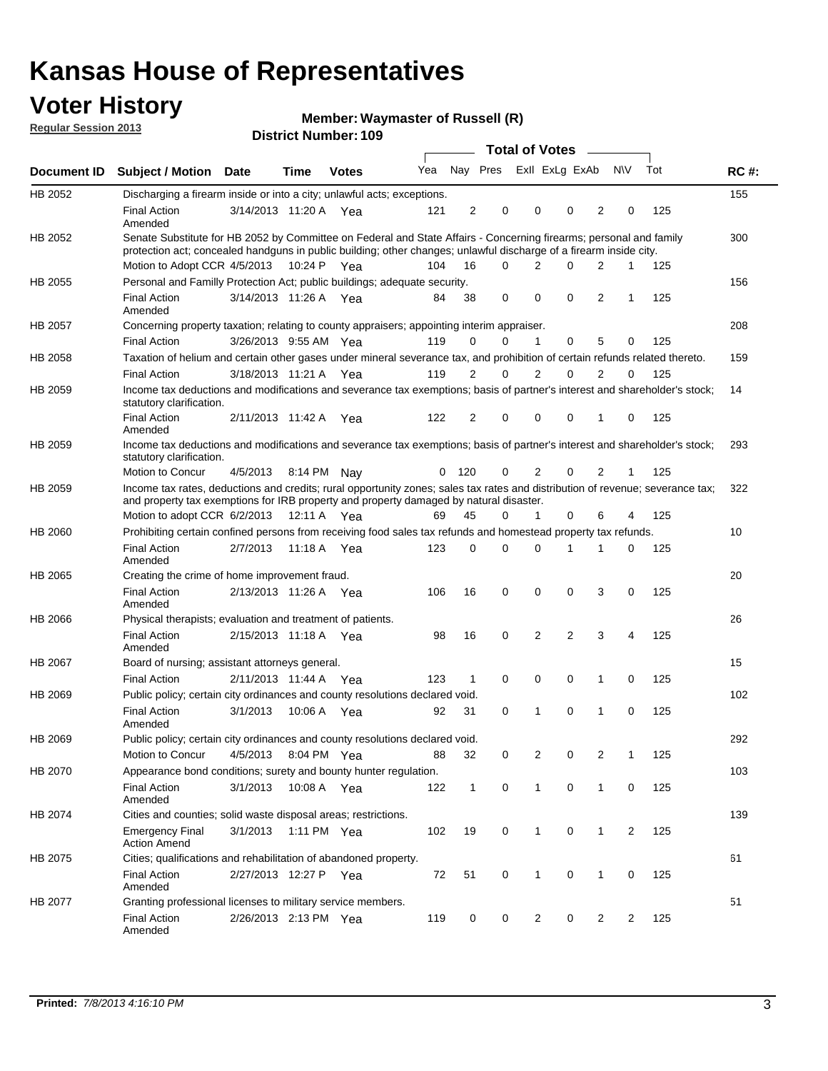# Kansas House of Representatives

## Voter History

**Regular Session 2013**

**Member: Waymaster of Russell (R)**

**District Number: 109**

| Document ID | Subject / Motion | Date | Time | Votes | Yea | Nay | Pres | ExII | ExLg | ExAb | N\V | Tot | RC #: |
|---|---|---|---|---|---|---|---|---|---|---|---|---|---|
| HB 2052 | Discharging a firearm inside or into a city; unlawful acts; exceptions. | | | | | | | | | | | | 155 |
| | Final Action Amended | 3/14/2013 | 11:20 A | Yea | 121 | 2 | 0 | 0 | 0 | 2 | 0 | 125 | |
| HB 2052 | Senate Substitute for HB 2052 by Committee on Federal and State Affairs - Concerning firearms; personal and family protection act; concealed handguns in public building; other changes; unlawful discharge of a firearm inside city. | | | | | | | | | | | | 300 |
| | Motion to Adopt CCR | 4/5/2013 | 10:24 P | Yea | 104 | 16 | 0 | 2 | 0 | 2 | 1 | 125 | |
| HB 2055 | Personal and Familly Protection Act; public buildings; adequate security. | | | | | | | | | | | | 156 |
| | Final Action Amended | 3/14/2013 | 11:26 A | Yea | 84 | 38 | 0 | 0 | 0 | 2 | 1 | 125 | |
| HB 2057 | Concerning property taxation; relating to county appraisers; appointing interim appraiser. | | | | | | | | | | | | 208 |
| | Final Action | 3/26/2013 | 9:55 AM | Yea | 119 | 0 | 0 | 1 | 0 | 5 | 0 | 125 | |
| HB 2058 | Taxation of helium and certain other gases under mineral severance tax, and prohibition of certain refunds related thereto. | | | | | | | | | | | | 159 |
| | Final Action | 3/18/2013 | 11:21 A | Yea | 119 | 2 | 0 | 2 | 0 | 2 | 0 | 125 | |
| HB 2059 | Income tax deductions and modifications and severance tax exemptions; basis of partner's interest and shareholder's stock; statutory clarification. | | | | | | | | | | | | 14 |
| | Final Action Amended | 2/11/2013 | 11:42 A | Yea | 122 | 2 | 0 | 0 | 0 | 1 | 0 | 125 | |
| HB 2059 | Income tax deductions and modifications and severance tax exemptions; basis of partner's interest and shareholder's stock; statutory clarification. | | | | | | | | | | | | 293 |
| | Motion to Concur | 4/5/2013 | 8:14 PM | Nay | 0 | 120 | 0 | 2 | 0 | 2 | 1 | 125 | |
| HB 2059 | Income tax rates, deductions and credits; rural opportunity zones; sales tax rates and distribution of revenue; severance tax; and property tax exemptions for IRB property and property damaged by natural disaster. | | | | | | | | | | | | 322 |
| | Motion to adopt CCR | 6/2/2013 | 12:11 A | Yea | 69 | 45 | 0 | 1 | 0 | 6 | 4 | 125 | |
| HB 2060 | Prohibiting certain confined persons from receiving food sales tax refunds and homestead property tax refunds. | | | | | | | | | | | | 10 |
| | Final Action Amended | 2/7/2013 | 11:18 A | Yea | 123 | 0 | 0 | 0 | 1 | 1 | 0 | 125 | |
| HB 2065 | Creating the crime of home improvement fraud. | | | | | | | | | | | | 20 |
| | Final Action Amended | 2/13/2013 | 11:26 A | Yea | 106 | 16 | 0 | 0 | 0 | 3 | 0 | 125 | |
| HB 2066 | Physical therapists; evaluation and treatment of patients. | | | | | | | | | | | | 26 |
| | Final Action Amended | 2/15/2013 | 11:18 A | Yea | 98 | 16 | 0 | 2 | 2 | 3 | 4 | 125 | |
| HB 2067 | Board of nursing; assistant attorneys general. | | | | | | | | | | | | 15 |
| | Final Action | 2/11/2013 | 11:44 A | Yea | 123 | 1 | 0 | 0 | 0 | 1 | 0 | 125 | |
| HB 2069 | Public policy; certain city ordinances and county resolutions declared void. | | | | | | | | | | | | 102 |
| | Final Action Amended | 3/1/2013 | 10:06 A | Yea | 92 | 31 | 0 | 1 | 0 | 1 | 0 | 125 | |
| HB 2069 | Public policy; certain city ordinances and county resolutions declared void. | | | | | | | | | | | | 292 |
| | Motion to Concur | 4/5/2013 | 8:04 PM | Yea | 88 | 32 | 0 | 2 | 0 | 2 | 1 | 125 | |
| HB 2070 | Appearance bond conditions; surety and bounty hunter regulation. | | | | | | | | | | | | 103 |
| | Final Action Amended | 3/1/2013 | 10:08 A | Yea | 122 | 1 | 0 | 1 | 0 | 1 | 0 | 125 | |
| HB 2074 | Cities and counties; solid waste disposal areas; restrictions. | | | | | | | | | | | | 139 |
| | Emergency Final Action Amend | 3/1/2013 | 1:11 PM | Yea | 102 | 19 | 0 | 1 | 0 | 1 | 2 | 125 | |
| HB 2075 | Cities; qualifications and rehabilitation of abandoned property. | | | | | | | | | | | | 61 |
| | Final Action Amended | 2/27/2013 | 12:27 P | Yea | 72 | 51 | 0 | 1 | 0 | 1 | 0 | 125 | |
| HB 2077 | Granting professional licenses to military service members. | | | | | | | | | | | | 51 |
| | Final Action Amended | 2/26/2013 | 2:13 PM | Yea | 119 | 0 | 0 | 2 | 0 | 2 | 2 | 125 | |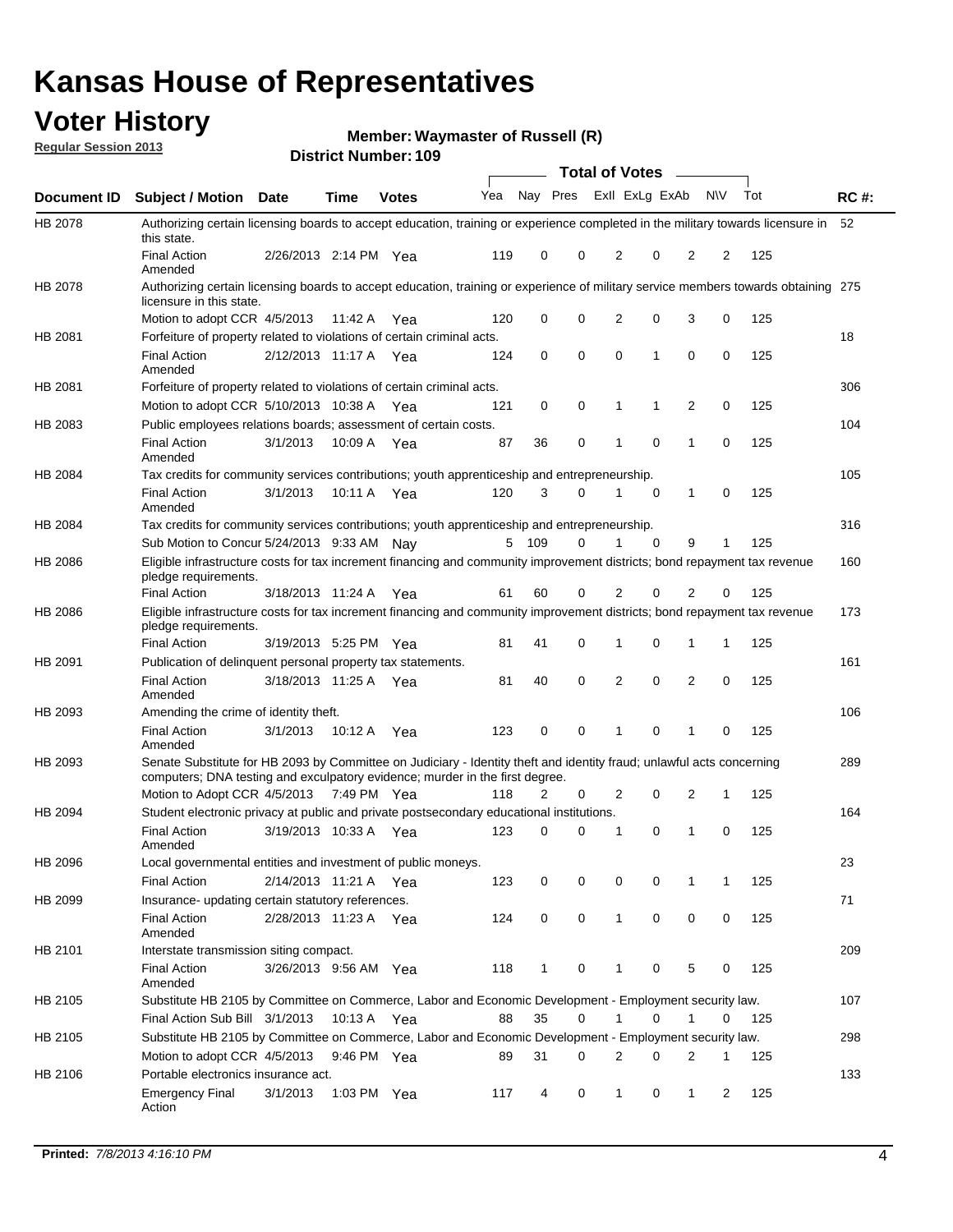# Kansas House of Representatives

## Voter History

**Regular Session 2013**

**Member: Waymaster of Russell (R)**

**District Number: 109**

| Document ID | Subject / Motion | Date | Time | Votes | Yea | Nay | Pres | ExII | ExLg | ExAb | N\V | Tot | RC #: |
|---|---|---|---|---|---|---|---|---|---|---|---|---|---|
| HB 2078 | Authorizing certain licensing boards to accept education, training or experience completed in the military towards licensure in this state. | | | | | | | | | | | | 52 |
| | Final Action Amended | 2/26/2013 | 2:14 PM | Yea | 119 | 0 | 0 | 2 | 0 | 2 | 2 | 125 | |
| HB 2078 | Authorizing certain licensing boards to accept education, training or experience of military service members towards obtaining licensure in this state. | | | | | | | | | | | | 275 |
| | Motion to adopt CCR | 4/5/2013 | 11:42 A | Yea | 120 | 0 | 0 | 2 | 0 | 3 | 0 | 125 | |
| HB 2081 | Forfeiture of property related to violations of certain criminal acts. | | | | | | | | | | | | 18 |
| | Final Action Amended | 2/12/2013 | 11:17 A | Yea | 124 | 0 | 0 | 0 | 1 | 0 | 0 | 125 | |
| HB 2081 | Forfeiture of property related to violations of certain criminal acts. | | | | | | | | | | | | 306 |
| | Motion to adopt CCR | 5/10/2013 | 10:38 A | Yea | 121 | 0 | 0 | 1 | 1 | 2 | 0 | 125 | |
| HB 2083 | Public employees relations boards; assessment of certain costs. | | | | | | | | | | | | 104 |
| | Final Action Amended | 3/1/2013 | 10:09 A | Yea | 87 | 36 | 0 | 1 | 0 | 1 | 0 | 125 | |
| HB 2084 | Tax credits for community services contributions; youth apprenticeship and entrepreneurship. | | | | | | | | | | | | 105 |
| | Final Action Amended | 3/1/2013 | 10:11 A | Yea | 120 | 3 | 0 | 1 | 0 | 1 | 0 | 125 | |
| HB 2084 | Tax credits for community services contributions; youth apprenticeship and entrepreneurship. | | | | | | | | | | | | 316 |
| | Sub Motion to Concur | 5/24/2013 | 9:33 AM | Nay | 5 | 109 | 0 | 1 | 0 | 9 | 1 | 125 | |
| HB 2086 | Eligible infrastructure costs for tax increment financing and community improvement districts; bond repayment tax revenue pledge requirements. | | | | | | | | | | | | 160 |
| | Final Action | 3/18/2013 | 11:24 A | Yea | 61 | 60 | 0 | 2 | 0 | 2 | 0 | 125 | |
| HB 2086 | Eligible infrastructure costs for tax increment financing and community improvement districts; bond repayment tax revenue pledge requirements. | | | | | | | | | | | | 173 |
| | Final Action | 3/19/2013 | 5:25 PM | Yea | 81 | 41 | 0 | 1 | 0 | 1 | 1 | 125 | |
| HB 2091 | Publication of delinquent personal property tax statements. | | | | | | | | | | | | 161 |
| | Final Action Amended | 3/18/2013 | 11:25 A | Yea | 81 | 40 | 0 | 2 | 0 | 2 | 0 | 125 | |
| HB 2093 | Amending the crime of identity theft. | | | | | | | | | | | | 106 |
| | Final Action Amended | 3/1/2013 | 10:12 A | Yea | 123 | 0 | 0 | 1 | 0 | 1 | 0 | 125 | |
| HB 2093 | Senate Substitute for HB 2093 by Committee on Judiciary - Identity theft and identity fraud; unlawful acts concerning computers; DNA testing and exculpatory evidence; murder in the first degree. | | | | | | | | | | | | 289 |
| | Motion to Adopt CCR | 4/5/2013 | 7:49 PM | Yea | 118 | 2 | 0 | 2 | 0 | 2 | 1 | 125 | |
| HB 2094 | Student electronic privacy at public and private postsecondary educational institutions. | | | | | | | | | | | | 164 |
| | Final Action Amended | 3/19/2013 | 10:33 A | Yea | 123 | 0 | 0 | 1 | 0 | 1 | 0 | 125 | |
| HB 2096 | Local governmental entities and investment of public moneys. | | | | | | | | | | | | 23 |
| | Final Action | 2/14/2013 | 11:21 A | Yea | 123 | 0 | 0 | 0 | 0 | 1 | 1 | 125 | |
| HB 2099 | Insurance- updating certain statutory references. | | | | | | | | | | | | 71 |
| | Final Action Amended | 2/28/2013 | 11:23 A | Yea | 124 | 0 | 0 | 1 | 0 | 0 | 0 | 125 | |
| HB 2101 | Interstate transmission siting compact. | | | | | | | | | | | | 209 |
| | Final Action Amended | 3/26/2013 | 9:56 AM | Yea | 118 | 1 | 0 | 1 | 0 | 5 | 0 | 125 | |
| HB 2105 | Substitute HB 2105 by Committee on Commerce, Labor and Economic Development - Employment security law. | | | | | | | | | | | | 107 |
| | Final Action Sub Bill | 3/1/2013 | 10:13 A | Yea | 88 | 35 | 0 | 1 | 0 | 1 | 0 | 125 | |
| HB 2105 | Substitute HB 2105 by Committee on Commerce, Labor and Economic Development - Employment security law. | | | | | | | | | | | | 298 |
| | Motion to adopt CCR | 4/5/2013 | 9:46 PM | Yea | 89 | 31 | 0 | 2 | 0 | 2 | 1 | 125 | |
| HB 2106 | Portable electronics insurance act. | | | | | | | | | | | | 133 |
| | Emergency Final Action | 3/1/2013 | 1:03 PM | Yea | 117 | 4 | 0 | 1 | 0 | 1 | 2 | 125 | |

**Printed:** *7/8/2013 4:16:10 PM*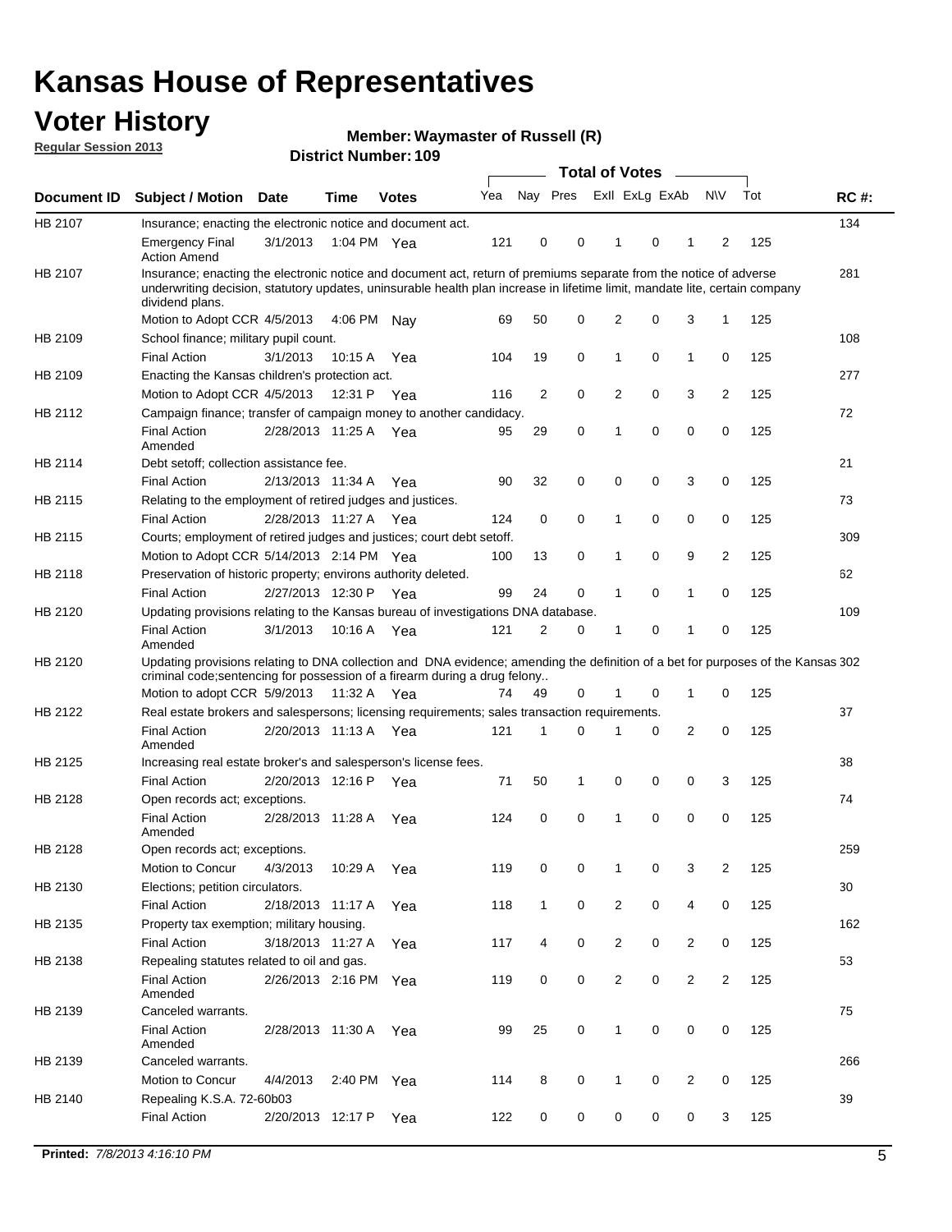# Kansas House of Representatives

## Voter History

**Regular Session 2013**

**Member: Waymaster of Russell (R)**

**District Number: 109**

| Document ID | Subject / Motion | Date | Time | Votes | Yea | Nay | Pres | ExII | ExLg | ExAb | N\V | Tot | RC #: |
|---|---|---|---|---|---|---|---|---|---|---|---|---|---|
| HB 2107 | Insurance; enacting the electronic notice and document act. | | | | | | | | | | | | 134 |
| | Emergency Final Action Amend | 3/1/2013 | 1:04 PM | Yea | 121 | 0 | 0 | 1 | 0 | 1 | 2 | 125 | |
| HB 2107 | Insurance; enacting the electronic notice and document act, return of premiums separate from the notice of adverse underwriting decision, statutory updates, uninsurable health plan increase in lifetime limit, mandate lite, certain company dividend plans. | | | | | | | | | | | | 281 |
| | Motion to Adopt CCR | 4/5/2013 | 4:06 PM | Nay | 69 | 50 | 0 | 2 | 0 | 3 | 1 | 125 | |
| HB 2109 | School finance; military pupil count. | | | | | | | | | | | | 108 |
| | Final Action | 3/1/2013 | 10:15 A | Yea | 104 | 19 | 0 | 1 | 0 | 1 | 0 | 125 | |
| HB 2109 | Enacting the Kansas children's protection act. | | | | | | | | | | | | 277 |
| | Motion to Adopt CCR | 4/5/2013 | 12:31 P | Yea | 116 | 2 | 0 | 2 | 0 | 3 | 2 | 125 | |
| HB 2112 | Campaign finance; transfer of campaign money to another candidacy. | | | | | | | | | | | | 72 |
| | Final Action Amended | 2/28/2013 | 11:25 A | Yea | 95 | 29 | 0 | 1 | 0 | 0 | 0 | 125 | |
| HB 2114 | Debt setoff; collection assistance fee. | | | | | | | | | | | | 21 |
| | Final Action | 2/13/2013 | 11:34 A | Yea | 90 | 32 | 0 | 0 | 0 | 3 | 0 | 125 | |
| HB 2115 | Relating to the employment of retired judges and justices. | | | | | | | | | | | | 73 |
| | Final Action | 2/28/2013 | 11:27 A | Yea | 124 | 0 | 0 | 1 | 0 | 0 | 0 | 125 | |
| HB 2115 | Courts; employment of retired judges and justices; court debt setoff. | | | | | | | | | | | | 309 |
| | Motion to Adopt CCR | 5/14/2013 | 2:14 PM | Yea | 100 | 13 | 0 | 1 | 0 | 9 | 2 | 125 | |
| HB 2118 | Preservation of historic property; environs authority deleted. | | | | | | | | | | | | 62 |
| | Final Action | 2/27/2013 | 12:30 P | Yea | 99 | 24 | 0 | 1 | 0 | 1 | 0 | 125 | |
| HB 2120 | Updating provisions relating to the Kansas bureau of investigations DNA database. | | | | | | | | | | | | 109 |
| | Final Action Amended | 3/1/2013 | 10:16 A | Yea | 121 | 2 | 0 | 1 | 0 | 1 | 0 | 125 | |
| HB 2120 | Updating provisions relating to DNA collection and DNA evidence; amending the definition of a bet for purposes of the Kansas criminal code;sentencing for possession of a firearm during a drug felony.. | | | | | | | | | | | | 302 |
| | Motion to adopt CCR | 5/9/2013 | 11:32 A | Yea | 74 | 49 | 0 | 1 | 0 | 1 | 0 | 125 | |
| HB 2122 | Real estate brokers and salespersons; licensing requirements; sales transaction requirements. | | | | | | | | | | | | 37 |
| | Final Action Amended | 2/20/2013 | 11:13 A | Yea | 121 | 1 | 0 | 1 | 0 | 2 | 0 | 125 | |
| HB 2125 | Increasing real estate broker's and salesperson's license fees. | | | | | | | | | | | | 38 |
| | Final Action | 2/20/2013 | 12:16 P | Yea | 71 | 50 | 1 | 0 | 0 | 0 | 3 | 125 | |
| HB 2128 | Open records act; exceptions. | | | | | | | | | | | | 74 |
| | Final Action Amended | 2/28/2013 | 11:28 A | Yea | 124 | 0 | 0 | 1 | 0 | 0 | 0 | 125 | |
| HB 2128 | Open records act; exceptions. | | | | | | | | | | | | 259 |
| | Motion to Concur | 4/3/2013 | 10:29 A | Yea | 119 | 0 | 0 | 1 | 0 | 3 | 2 | 125 | |
| HB 2130 | Elections; petition circulators. | | | | | | | | | | | | 30 |
| | Final Action | 2/18/2013 | 11:17 A | Yea | 118 | 1 | 0 | 2 | 0 | 4 | 0 | 125 | |
| HB 2135 | Property tax exemption; military housing. | | | | | | | | | | | | 162 |
| | Final Action | 3/18/2013 | 11:27 A | Yea | 117 | 4 | 0 | 2 | 0 | 2 | 0 | 125 | |
| HB 2138 | Repealing statutes related to oil and gas. | | | | | | | | | | | | 53 |
| | Final Action Amended | 2/26/2013 | 2:16 PM | Yea | 119 | 0 | 0 | 2 | 0 | 2 | 2 | 125 | |
| HB 2139 | Canceled warrants. | | | | | | | | | | | | 75 |
| | Final Action Amended | 2/28/2013 | 11:30 A | Yea | 99 | 25 | 0 | 1 | 0 | 0 | 0 | 125 | |
| HB 2139 | Canceled warrants. | | | | | | | | | | | | 266 |
| | Motion to Concur | 4/4/2013 | 2:40 PM | Yea | 114 | 8 | 0 | 1 | 0 | 2 | 0 | 125 | |
| HB 2140 | Repealing K.S.A. 72-60b03 | | | | | | | | | | | | 39 |
| | Final Action | 2/20/2013 | 12:17 P | Yea | 122 | 0 | 0 | 0 | 0 | 0 | 3 | 125 | |

**Printed:** *7/8/2013 4:16:10 PM*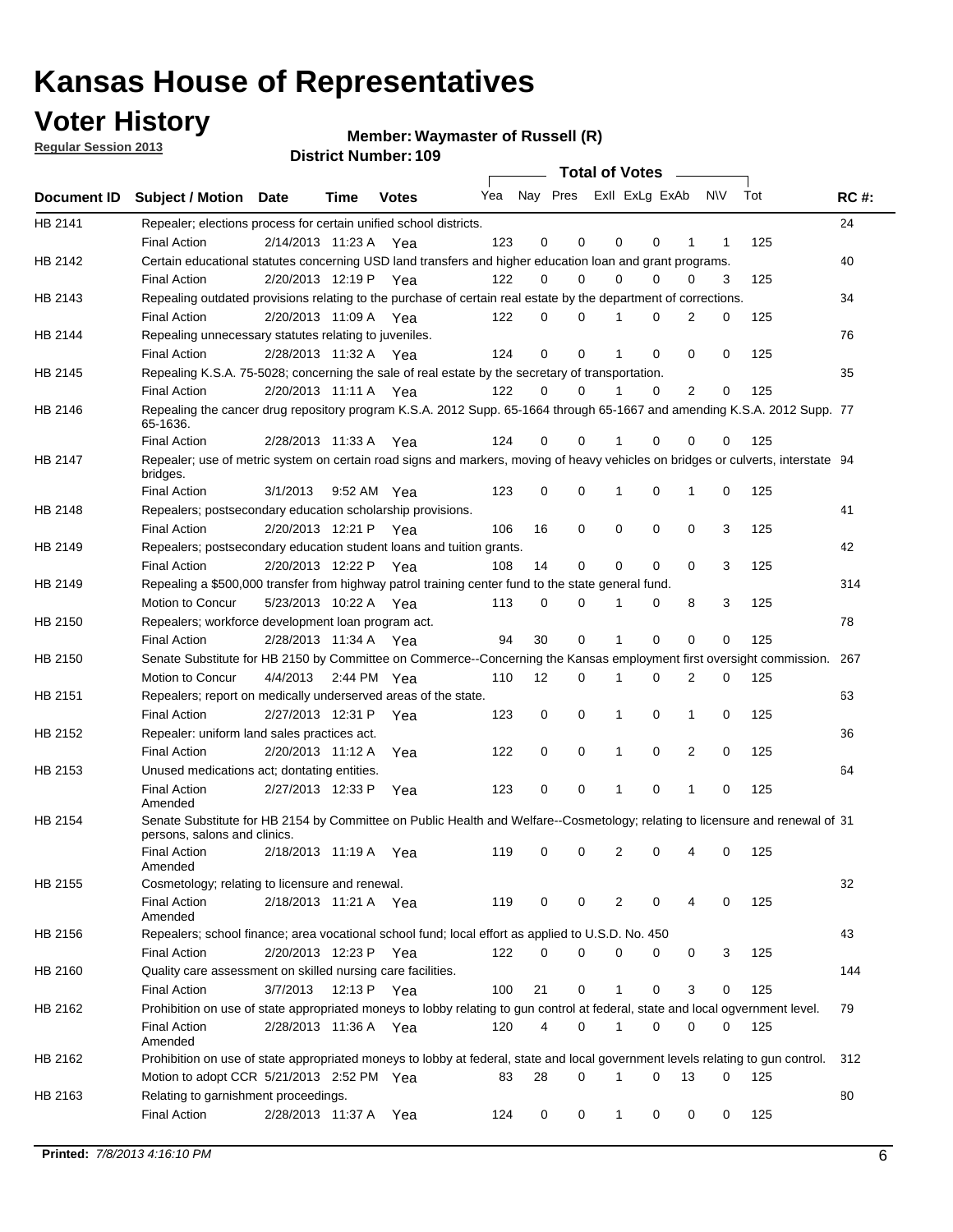# Kansas House of Representatives

## Voter History

**Regular Session 2013**

**Member: Waymaster of Russell (R)**

**District Number: 109**

| Document ID | Subject / Motion | Date | Time | Votes | Yea | Nay | Pres | ExII | ExLg | ExAb | N\V | Tot | RC #: |
|---|---|---|---|---|---|---|---|---|---|---|---|---|---|
| HB 2141 | Repealer; elections process for certain unified school districts. | | | | | | | | | | | | 24 |
| | Final Action | 2/14/2013 | 11:23 A | Yea | 123 | 0 | 0 | 0 | 0 | 1 | 1 | 125 | |
| HB 2142 | Certain educational statutes concerning USD land transfers and higher education loan and grant programs. | | | | | | | | | | | | 40 |
| | Final Action | 2/20/2013 | 12:19 P | Yea | 122 | 0 | 0 | 0 | 0 | 0 | 3 | 125 | |
| HB 2143 | Repealing outdated provisions relating to the purchase of certain real estate by the department of corrections. | | | | | | | | | | | | 34 |
| | Final Action | 2/20/2013 | 11:09 A | Yea | 122 | 0 | 0 | 1 | 0 | 2 | 0 | 125 | |
| HB 2144 | Repealing unnecessary statutes relating to juveniles. | | | | | | | | | | | | 76 |
| | Final Action | 2/28/2013 | 11:32 A | Yea | 124 | 0 | 0 | 1 | 0 | 0 | 0 | 125 | |
| HB 2145 | Repealing K.S.A. 75-5028; concerning the sale of real estate by the secretary of transportation. | | | | | | | | | | | | 35 |
| | Final Action | 2/20/2013 | 11:11 A | Yea | 122 | 0 | 0 | 1 | 0 | 2 | 0 | 125 | |
| HB 2146 | Repealing the cancer drug repository program K.S.A. 2012 Supp. 65-1664 through 65-1667 and amending K.S.A. 2012 Supp. 65-1636. | | | | | | | | | | | | 77 |
| | Final Action | 2/28/2013 | 11:33 A | Yea | 124 | 0 | 0 | 1 | 0 | 0 | 0 | 125 | |
| HB 2147 | Repealer; use of metric system on certain road signs and markers, moving of heavy vehicles on bridges or culverts, interstate bridges. | | | | | | | | | | | | 94 |
| | Final Action | 3/1/2013 | 9:52 AM | Yea | 123 | 0 | 0 | 1 | 0 | 1 | 0 | 125 | |
| HB 2148 | Repealers; postsecondary education scholarship provisions. | | | | | | | | | | | | 41 |
| | Final Action | 2/20/2013 | 12:21 P | Yea | 106 | 16 | 0 | 0 | 0 | 0 | 3 | 125 | |
| HB 2149 | Repealers; postsecondary education student loans and tuition grants. | | | | | | | | | | | | 42 |
| | Final Action | 2/20/2013 | 12:22 P | Yea | 108 | 14 | 0 | 0 | 0 | 0 | 3 | 125 | |
| HB 2149 | Repealing a $500,000 transfer from highway patrol training center fund to the state general fund. | | | | | | | | | | | | 314 |
| | Motion to Concur | 5/23/2013 | 10:22 A | Yea | 113 | 0 | 0 | 1 | 0 | 8 | 3 | 125 | |
| HB 2150 | Repealers; workforce development loan program act. | | | | | | | | | | | | 78 |
| | Final Action | 2/28/2013 | 11:34 A | Yea | 94 | 30 | 0 | 1 | 0 | 0 | 0 | 125 | |
| HB 2150 | Senate Substitute for HB 2150 by Committee on Commerce--Concerning the Kansas employment first oversight commission. | | | | | | | | | | | | 267 |
| | Motion to Concur | 4/4/2013 | 2:44 PM | Yea | 110 | 12 | 0 | 1 | 0 | 2 | 0 | 125 | |
| HB 2151 | Repealers; report on medically underserved areas of the state. | | | | | | | | | | | | 63 |
| | Final Action | 2/27/2013 | 12:31 P | Yea | 123 | 0 | 0 | 1 | 0 | 1 | 0 | 125 | |
| HB 2152 | Repealer: uniform land sales practices act. | | | | | | | | | | | | 36 |
| | Final Action | 2/20/2013 | 11:12 A | Yea | 122 | 0 | 0 | 1 | 0 | 2 | 0 | 125 | |
| HB 2153 | Unused medications act; dontating entities. | | | | | | | | | | | | 64 |
| | Final Action Amended | 2/27/2013 | 12:33 P | Yea | 123 | 0 | 0 | 1 | 0 | 1 | 0 | 125 | |
| HB 2154 | Senate Substitute for HB 2154 by Committee on Public Health and Welfare--Cosmetology; relating to licensure and renewal of persons, salons and clinics. | | | | | | | | | | | | 31 |
| | Final Action Amended | 2/18/2013 | 11:19 A | Yea | 119 | 0 | 0 | 2 | 0 | 4 | 0 | 125 | |
| HB 2155 | Cosmetology; relating to licensure and renewal. | | | | | | | | | | | | 32 |
| | Final Action Amended | 2/18/2013 | 11:21 A | Yea | 119 | 0 | 0 | 2 | 0 | 4 | 0 | 125 | |
| HB 2156 | Repealers; school finance; area vocational school fund; local effort as applied to U.S.D. No. 450 | | | | | | | | | | | | 43 |
| | Final Action | 2/20/2013 | 12:23 P | Yea | 122 | 0 | 0 | 0 | 0 | 0 | 3 | 125 | |
| HB 2160 | Quality care assessment on skilled nursing care facilities. | | | | | | | | | | | | 144 |
| | Final Action | 3/7/2013 | 12:13 P | Yea | 100 | 21 | 0 | 1 | 0 | 3 | 0 | 125 | |
| HB 2162 | Prohibition on use of state appropriated moneys to lobby relating to gun control at federal, state and local ogvernment level. | | | | | | | | | | | | 79 |
| | Final Action Amended | 2/28/2013 | 11:36 A | Yea | 120 | 4 | 0 | 1 | 0 | 0 | 0 | 125 | |
| HB 2162 | Prohibition on use of state appropriated moneys to lobby at federal, state and local government levels relating to gun control. | | | | | | | | | | | | 312 |
| | Motion to adopt CCR | 5/21/2013 | 2:52 PM | Yea | 83 | 28 | 0 | 1 | 0 | 13 | 0 | 125 | |
| HB 2163 | Relating to garnishment proceedings. | | | | | | | | | | | | 80 |
| | Final Action | 2/28/2013 | 11:37 A | Yea | 124 | 0 | 0 | 1 | 0 | 0 | 0 | 125 | |

**Printed:** *7/8/2013 4:16:10 PM*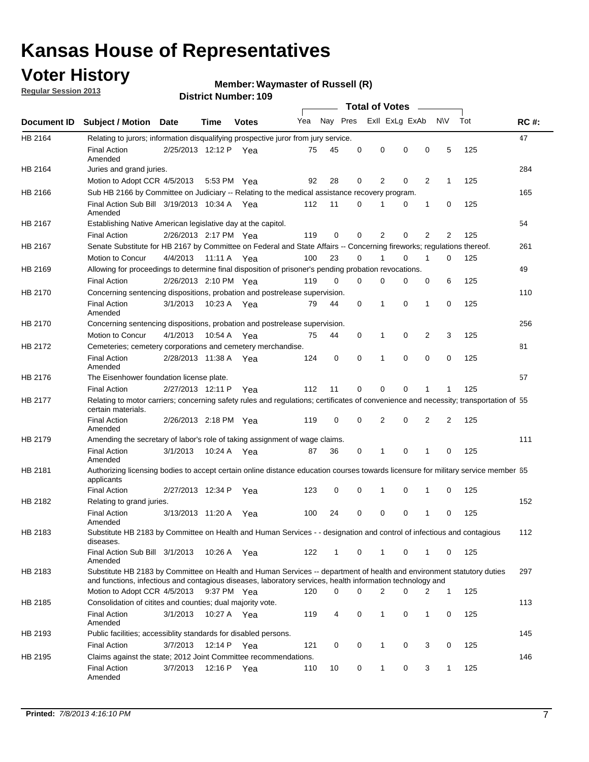# Kansas House of Representatives

## Voter History

**Regular Session 2013**

**Member: Waymaster of Russell (R)**

**District Number: 109**

| Document ID | Subject / Motion | Date | Time | Votes | Yea | Nay | Pres | ExII | ExLg | ExAb | N\V | Tot | RC #: |
|---|---|---|---|---|---|---|---|---|---|---|---|---|---|
| HB 2164 | Relating to jurors; information disqualifying prospective juror from jury service. | | | | | | | | | | | | 47 |
| | Final Action Amended | 2/25/2013 | 12:12 P | Yea | 75 | 45 | 0 | 0 | 0 | 0 | 5 | 125 | |
| HB 2164 | Juries and grand juries. | | | | | | | | | | | | 284 |
| | Motion to Adopt CCR | 4/5/2013 | 5:53 PM | Yea | 92 | 28 | 0 | 2 | 0 | 2 | 1 | 125 | |
| HB 2166 | Sub HB 2166 by Committee on Judiciary -- Relating to the medical assistance recovery program. | | | | | | | | | | | | 165 |
| | Final Action Sub Bill Amended | 3/19/2013 | 10:34 A | Yea | 112 | 11 | 0 | 1 | 0 | 1 | 0 | 125 | |
| HB 2167 | Establishing Native American legislative day at the capitol. | | | | | | | | | | | | 54 |
| | Final Action | 2/26/2013 | 2:17 PM | Yea | 119 | 0 | 0 | 2 | 0 | 2 | 2 | 125 | |
| HB 2167 | Senate Substitute for HB 2167 by Committee on Federal and State Affairs -- Concerning fireworks; regulations thereof. | | | | | | | | | | | | 261 |
| | Motion to Concur | 4/4/2013 | 11:11 A | Yea | 100 | 23 | 0 | 1 | 0 | 1 | 0 | 125 | |
| HB 2169 | Allowing for proceedings to determine final disposition of prisoner's pending probation revocations. | | | | | | | | | | | | 49 |
| | Final Action | 2/26/2013 | 2:10 PM | Yea | 119 | 0 | 0 | 0 | 0 | 0 | 6 | 125 | |
| HB 2170 | Concerning sentencing dispositions, probation and postrelease supervision. | | | | | | | | | | | | 110 |
| | Final Action Amended | 3/1/2013 | 10:23 A | Yea | 79 | 44 | 0 | 1 | 0 | 1 | 0 | 125 | |
| HB 2170 | Concerning sentencing dispositions, probation and postrelease supervision. | | | | | | | | | | | | 256 |
| | Motion to Concur | 4/1/2013 | 10:54 A | Yea | 75 | 44 | 0 | 1 | 0 | 2 | 3 | 125 | |
| HB 2172 | Cemeteries; cemetery corporations and cemetery merchandise. | | | | | | | | | | | | 81 |
| | Final Action Amended | 2/28/2013 | 11:38 A | Yea | 124 | 0 | 0 | 1 | 0 | 0 | 0 | 125 | |
| HB 2176 | The Eisenhower foundation license plate. | | | | | | | | | | | | 57 |
| | Final Action | 2/27/2013 | 12:11 P | Yea | 112 | 11 | 0 | 0 | 0 | 1 | 1 | 125 | |
| HB 2177 | Relating to motor carriers; concerning safety rules and regulations; certificates of convenience and necessity; transportation of certain materials. | | | | | | | | | | | | 55 |
| | Final Action Amended | 2/26/2013 | 2:18 PM | Yea | 119 | 0 | 0 | 2 | 0 | 2 | 2 | 125 | |
| HB 2179 | Amending the secretary of labor's role of taking assignment of wage claims. | | | | | | | | | | | | 111 |
| | Final Action Amended | 3/1/2013 | 10:24 A | Yea | 87 | 36 | 0 | 1 | 0 | 1 | 0 | 125 | |
| HB 2181 | Authorizing licensing bodies to accept certain online distance education courses towards licensure for military service member applicants | | | | | | | | | | | | 65 |
| | Final Action | 2/27/2013 | 12:34 P | Yea | 123 | 0 | 0 | 1 | 0 | 1 | 0 | 125 | |
| HB 2182 | Relating to grand juries. | | | | | | | | | | | | 152 |
| | Final Action Amended | 3/13/2013 | 11:20 A | Yea | 100 | 24 | 0 | 0 | 0 | 1 | 0 | 125 | |
| HB 2183 | Substitute HB 2183 by Committee on Health and Human Services - - designation and control of infectious and contagious diseases. | | | | | | | | | | | | 112 |
| | Final Action Sub Bill Amended | 3/1/2013 | 10:26 A | Yea | 122 | 1 | 0 | 1 | 0 | 1 | 0 | 125 | |
| HB 2183 | Substitute HB 2183 by Committee on Health and Human Services -- department of health and environment statutory duties and functions, infectious and contagious diseases, laboratory services, health information technology and | | | | | | | | | | | | 297 |
| | Motion to Adopt CCR | 4/5/2013 | 9:37 PM | Yea | 120 | 0 | 0 | 2 | 0 | 2 | 1 | 125 | |
| HB 2185 | Consolidation of citites and counties; dual majority vote. | | | | | | | | | | | | 113 |
| | Final Action Amended | 3/1/2013 | 10:27 A | Yea | 119 | 4 | 0 | 1 | 0 | 1 | 0 | 125 | |
| HB 2193 | Public facilities; accessiblity standards for disabled persons. | | | | | | | | | | | | 145 |
| | Final Action | 3/7/2013 | 12:14 P | Yea | 121 | 0 | 0 | 1 | 0 | 3 | 0 | 125 | |
| HB 2195 | Claims against the state; 2012 Joint Committee recommendations. | | | | | | | | | | | | 146 |
| | Final Action Amended | 3/7/2013 | 12:16 P | Yea | 110 | 10 | 0 | 1 | 0 | 3 | 1 | 125 | |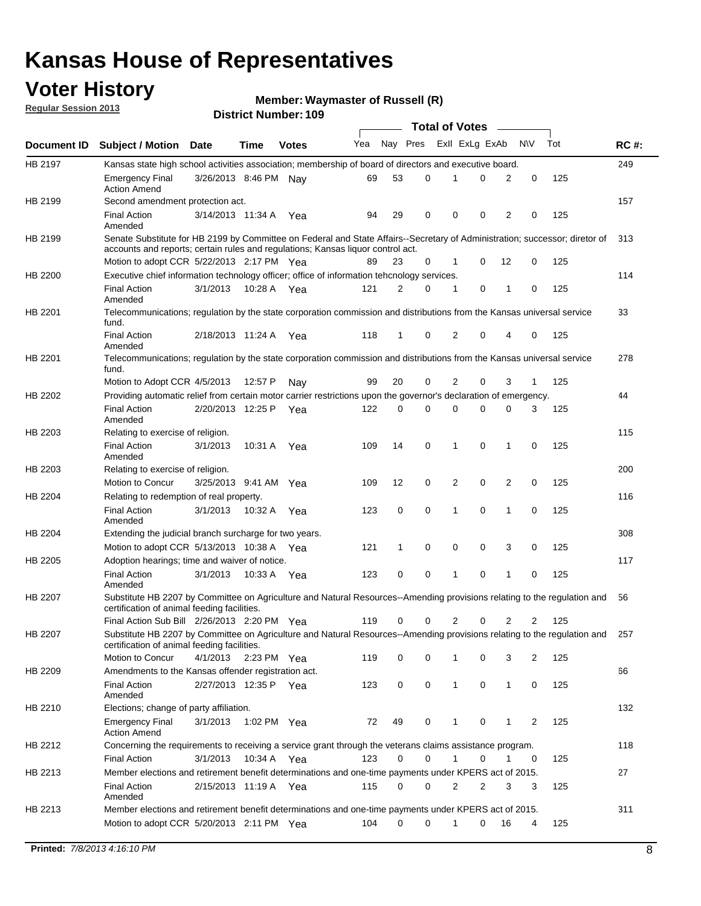# Kansas House of Representatives

## Voter History

**Regular Session 2013**

**Member: Waymaster of Russell (R)**

**District Number: 109**

| Document ID | Subject / Motion | Date | Time | Votes | Yea | Nay | Pres | ExII | ExLg | ExAb | N\V | Tot | RC #: |
|---|---|---|---|---|---|---|---|---|---|---|---|---|---|
| HB 2197 | Kansas state high school activities association; membership of board of directors and executive board. | | | | | | | | | | | | 249 |
| | Emergency Final Action Amend | 3/26/2013 | 8:46 PM | Nay | 69 | 53 | 0 | 1 | 0 | 2 | 0 | 125 | |
| HB 2199 | Second amendment protection act. | | | | | | | | | | | | 157 |
| | Final Action Amended | 3/14/2013 | 11:34 A | Yea | 94 | 29 | 0 | 0 | 0 | 2 | 0 | 125 | |
| HB 2199 | Senate Substitute for HB 2199 by Committee on Federal and State Affairs--Secretary of Administration; successor; diretor of accounts and reports; certain rules and regulations; Kansas liquor control act. | | | | | | | | | | | | 313 |
| | Motion to adopt CCR | 5/22/2013 | 2:17 PM | Yea | 89 | 23 | 0 | 1 | 0 | 12 | 0 | 125 | |
| HB 2200 | Executive chief information technology officer; office of information tehcnology services. | | | | | | | | | | | | 114 |
| | Final Action Amended | 3/1/2013 | 10:28 A | Yea | 121 | 2 | 0 | 1 | 0 | 1 | 0 | 125 | |
| HB 2201 | Telecommunications; regulation by the state corporation commission and distributions from the Kansas universal service fund. | | | | | | | | | | | | 33 |
| | Final Action Amended | 2/18/2013 | 11:24 A | Yea | 118 | 1 | 0 | 2 | 0 | 4 | 0 | 125 | |
| HB 2201 | Telecommunications; regulation by the state corporation commission and distributions from the Kansas universal service fund. | | | | | | | | | | | | 278 |
| | Motion to Adopt CCR | 4/5/2013 | 12:57 P | Nay | 99 | 20 | 0 | 2 | 0 | 3 | 1 | 125 | |
| HB 2202 | Providing automatic relief from certain motor carrier restrictions upon the governor's declaration of emergency. | | | | | | | | | | | | 44 |
| | Final Action Amended | 2/20/2013 | 12:25 P | Yea | 122 | 0 | 0 | 0 | 0 | 0 | 3 | 125 | |
| HB 2203 | Relating to exercise of religion. | | | | | | | | | | | | 115 |
| | Final Action Amended | 3/1/2013 | 10:31 A | Yea | 109 | 14 | 0 | 1 | 0 | 1 | 0 | 125 | |
| HB 2203 | Relating to exercise of religion. | | | | | | | | | | | | 200 |
| | Motion to Concur | 3/25/2013 | 9:41 AM | Yea | 109 | 12 | 0 | 2 | 0 | 2 | 0 | 125 | |
| HB 2204 | Relating to redemption of real property. | | | | | | | | | | | | 116 |
| | Final Action Amended | 3/1/2013 | 10:32 A | Yea | 123 | 0 | 0 | 1 | 0 | 1 | 0 | 125 | |
| HB 2204 | Extending the judicial branch surcharge for two years. | | | | | | | | | | | | 308 |
| | Motion to adopt CCR | 5/13/2013 | 10:38 A | Yea | 121 | 1 | 0 | 0 | 0 | 3 | 0 | 125 | |
| HB 2205 | Adoption hearings; time and waiver of notice. | | | | | | | | | | | | 117 |
| | Final Action Amended | 3/1/2013 | 10:33 A | Yea | 123 | 0 | 0 | 1 | 0 | 1 | 0 | 125 | |
| HB 2207 | Substitute HB 2207 by Committee on Agriculture and Natural Resources--Amending provisions relating to the regulation and certification of animal feeding facilities. | | | | | | | | | | | | 56 |
| | Final Action Sub Bill | 2/26/2013 | 2:20 PM | Yea | 119 | 0 | 0 | 2 | 0 | 2 | 2 | 125 | |
| HB 2207 | Substitute HB 2207 by Committee on Agriculture and Natural Resources--Amending provisions relating to the regulation and certification of animal feeding facilities. | | | | | | | | | | | | 257 |
| | Motion to Concur | 4/1/2013 | 2:23 PM | Yea | 119 | 0 | 0 | 1 | 0 | 3 | 2 | 125 | |
| HB 2209 | Amendments to the Kansas offender registration act. | | | | | | | | | | | | 66 |
| | Final Action Amended | 2/27/2013 | 12:35 P | Yea | 123 | 0 | 0 | 1 | 0 | 1 | 0 | 125 | |
| HB 2210 | Elections; change of party affiliation. | | | | | | | | | | | | 132 |
| | Emergency Final Action Amend | 3/1/2013 | 1:02 PM | Yea | 72 | 49 | 0 | 1 | 0 | 1 | 2 | 125 | |
| HB 2212 | Concerning the requirements to receiving a service grant through the veterans claims assistance program. | | | | | | | | | | | | 118 |
| | Final Action | 3/1/2013 | 10:34 A | Yea | 123 | 0 | 0 | 1 | 0 | 1 | 0 | 125 | |
| HB 2213 | Member elections and retirement benefit determinations and one-time payments under KPERS act of 2015. | | | | | | | | | | | | 27 |
| | Final Action Amended | 2/15/2013 | 11:19 A | Yea | 115 | 0 | 0 | 2 | 2 | 3 | 3 | 125 | |
| HB 2213 | Member elections and retirement benefit determinations and one-time payments under KPERS act of 2015. | | | | | | | | | | | | 311 |
| | Motion to adopt CCR | 5/20/2013 | 2:11 PM | Yea | 104 | 0 | 0 | 1 | 0 | 16 | 4 | 125 | |

**Printed:** *7/8/2013 4:16:10 PM*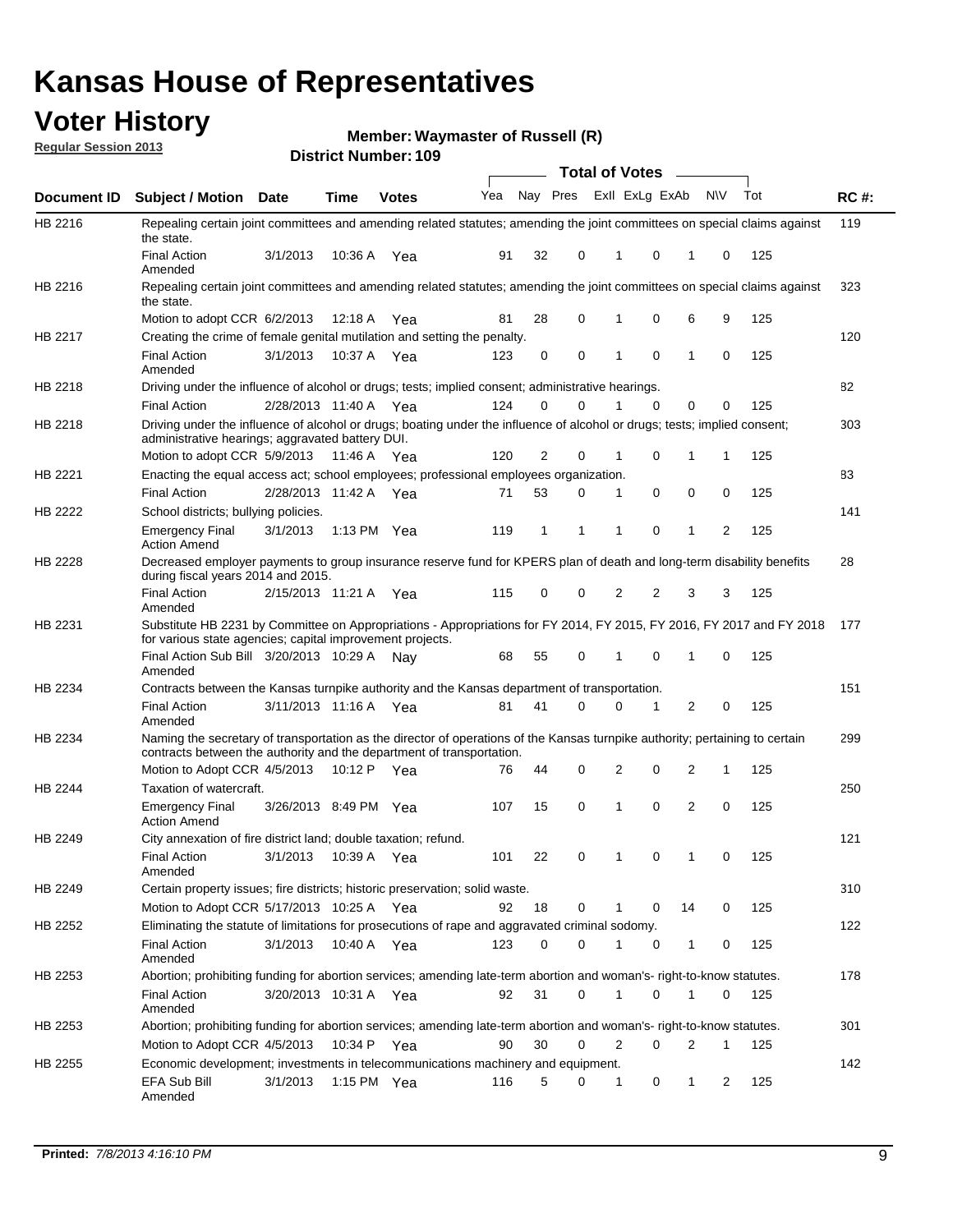# Kansas House of Representatives

## Voter History

**Regular Session 2013**

**Member: Waymaster of Russell (R)**

**District Number: 109**

| Document ID | Subject / Motion | Date | Time | Votes | Yea | Nay | Pres | ExII | ExLg | ExAb | N\V | Tot | RC #: |
|---|---|---|---|---|---|---|---|---|---|---|---|---|---|
| HB 2216 | Repealing certain joint committees and amending related statutes; amending the joint committees on special claims against the state. | | | | | | | | | | | | 119 |
| | Final Action Amended | 3/1/2013 | 10:36 A | Yea | 91 | 32 | 0 | 1 | 0 | 1 | 0 | 125 | |
| HB 2216 | Repealing certain joint committees and amending related statutes; amending the joint committees on special claims against the state. | | | | | | | | | | | | 323 |
| | Motion to adopt CCR | 6/2/2013 | 12:18 A | Yea | 81 | 28 | 0 | 1 | 0 | 6 | 9 | 125 | |
| HB 2217 | Creating the crime of female genital mutilation and setting the penalty. | | | | | | | | | | | | 120 |
| | Final Action Amended | 3/1/2013 | 10:37 A | Yea | 123 | 0 | 0 | 1 | 0 | 1 | 0 | 125 | |
| HB 2218 | Driving under the influence of alcohol or drugs; tests; implied consent; administrative hearings. | | | | | | | | | | | | 82 |
| | Final Action | 2/28/2013 | 11:40 A | Yea | 124 | 0 | 0 | 1 | 0 | 0 | 0 | 125 | |
| HB 2218 | Driving under the influence of alcohol or drugs; boating under the influence of alcohol or drugs; tests; implied consent; administrative hearings; aggravated battery DUI. | | | | | | | | | | | | 303 |
| | Motion to adopt CCR | 5/9/2013 | 11:46 A | Yea | 120 | 2 | 0 | 1 | 0 | 1 | 1 | 125 | |
| HB 2221 | Enacting the equal access act; school employees; professional employees organization. | | | | | | | | | | | | 83 |
| | Final Action | 2/28/2013 | 11:42 A | Yea | 71 | 53 | 0 | 1 | 0 | 0 | 0 | 125 | |
| HB 2222 | School districts; bullying policies. | | | | | | | | | | | | 141 |
| | Emergency Final Action Amend | 3/1/2013 | 1:13 PM | Yea | 119 | 1 | 1 | 1 | 0 | 1 | 2 | 125 | |
| HB 2228 | Decreased employer payments to group insurance reserve fund for KPERS plan of death and long-term disability benefits during fiscal years 2014 and 2015. | | | | | | | | | | | | 28 |
| | Final Action Amended | 2/15/2013 | 11:21 A | Yea | 115 | 0 | 0 | 2 | 2 | 3 | 3 | 125 | |
| HB 2231 | Substitute HB 2231 by Committee on Appropriations - Appropriations for FY 2014, FY 2015, FY 2016, FY 2017 and FY 2018 for various state agencies; capital improvement projects. | | | | | | | | | | | | 177 |
| | Final Action Sub Bill Amended | 3/20/2013 | 10:29 A | Nay | 68 | 55 | 0 | 1 | 0 | 1 | 0 | 125 | |
| HB 2234 | Contracts between the Kansas turnpike authority and the Kansas department of transportation. | | | | | | | | | | | | 151 |
| | Final Action Amended | 3/11/2013 | 11:16 A | Yea | 81 | 41 | 0 | 0 | 1 | 2 | 0 | 125 | |
| HB 2234 | Naming the secretary of transportation as the director of operations of the Kansas turnpike authority; pertaining to certain contracts between the authority and the department of transportation. | | | | | | | | | | | | 299 |
| | Motion to Adopt CCR | 4/5/2013 | 10:12 P | Yea | 76 | 44 | 0 | 2 | 0 | 2 | 1 | 125 | |
| HB 2244 | Taxation of watercraft. | | | | | | | | | | | | 250 |
| | Emergency Final Action Amend | 3/26/2013 | 8:49 PM | Yea | 107 | 15 | 0 | 1 | 0 | 2 | 0 | 125 | |
| HB 2249 | City annexation of fire district land; double taxation; refund. | | | | | | | | | | | | 121 |
| | Final Action Amended | 3/1/2013 | 10:39 A | Yea | 101 | 22 | 0 | 1 | 0 | 1 | 0 | 125 | |
| HB 2249 | Certain property issues; fire districts; historic preservation; solid waste. | | | | | | | | | | | | 310 |
| | Motion to Adopt CCR | 5/17/2013 | 10:25 A | Yea | 92 | 18 | 0 | 1 | 0 | 14 | 0 | 125 | |
| HB 2252 | Eliminating the statute of limitations for prosecutions of rape and aggravated criminal sodomy. | | | | | | | | | | | | 122 |
| | Final Action Amended | 3/1/2013 | 10:40 A | Yea | 123 | 0 | 0 | 1 | 0 | 1 | 0 | 125 | |
| HB 2253 | Abortion; prohibiting funding for abortion services; amending late-term abortion and woman's- right-to-know statutes. | | | | | | | | | | | | 178 |
| | Final Action Amended | 3/20/2013 | 10:31 A | Yea | 92 | 31 | 0 | 1 | 0 | 1 | 0 | 125 | |
| HB 2253 | Abortion; prohibiting funding for abortion services; amending late-term abortion and woman's- right-to-know statutes. | | | | | | | | | | | | 301 |
| | Motion to Adopt CCR | 4/5/2013 | 10:34 P | Yea | 90 | 30 | 0 | 2 | 0 | 2 | 1 | 125 | |
| HB 2255 | Economic development; investments in telecommunications machinery and equipment. | | | | | | | | | | | | 142 |
| | EFA Sub Bill Amended | 3/1/2013 | 1:15 PM | Yea | 116 | 5 | 0 | 1 | 0 | 1 | 2 | 125 | |

**Printed:** *7/8/2013 4:16:10 PM*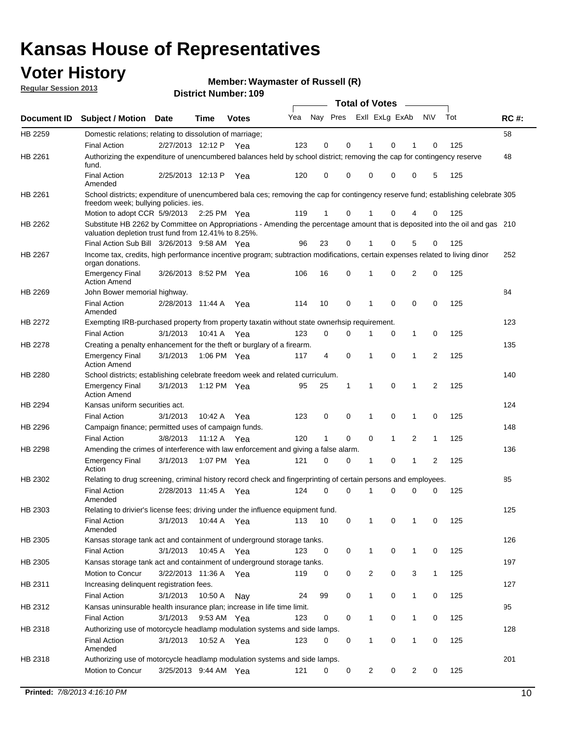# Kansas House of Representatives

## Voter History

**Regular Session 2013**

**Member: Waymaster of Russell (R)**

**District Number: 109**

| Document ID | Subject / Motion | Date | Time | Votes | Yea | Nay | Pres | ExII | ExLg | ExAb | N\V | Tot | RC #: |
|---|---|---|---|---|---|---|---|---|---|---|---|---|---|
| HB 2259 | Domestic relations; relating to dissolution of marriage; | | | | | | | | | | | | 58 |
| | Final Action | 2/27/2013 | 12:12 P | Yea | 123 | 0 | 0 | 1 | 0 | 1 | 0 | 125 | |
| HB 2261 | Authorizing the expenditure of unencumbered balances held by school district; removing the cap for contingency reserve fund. | | | | | | | | | | | | 48 |
| | Final Action Amended | 2/25/2013 | 12:13 P | Yea | 120 | 0 | 0 | 0 | 0 | 0 | 5 | 125 | |
| HB 2261 | School districts; expenditure of unencumbered bala ces; removing the cap for contingency reserve fund; establishing celebrate freedom week; bullying policies. ies. | | | | | | | | | | | | 305 |
| | Motion to adopt CCR | 5/9/2013 | 2:25 PM | Yea | 119 | 1 | 0 | 1 | 0 | 4 | 0 | 125 | |
| HB 2262 | Substitute HB 2262 by Committee on Appropriations - Amending the percentage amount that is deposited into the oil and gas valuation depletion trust fund from 12.41% to 8.25%. | | | | | | | | | | | | 210 |
| | Final Action Sub Bill | 3/26/2013 | 9:58 AM | Yea | 96 | 23 | 0 | 1 | 0 | 5 | 0 | 125 | |
| HB 2267 | Income tax, credits, high performance incentive program; subtraction modifications, certain expenses related to living dinor organ donations. | | | | | | | | | | | | 252 |
| | Emergency Final Action Amend | 3/26/2013 | 8:52 PM | Yea | 106 | 16 | 0 | 1 | 0 | 2 | 0 | 125 | |
| HB 2269 | John Bower memorial highway. | | | | | | | | | | | | 84 |
| | Final Action Amended | 2/28/2013 | 11:44 A | Yea | 114 | 10 | 0 | 1 | 0 | 0 | 0 | 125 | |
| HB 2272 | Exempting IRB-purchased property from property taxatin without state ownerhsip requirement. | | | | | | | | | | | | 123 |
| | Final Action | 3/1/2013 | 10:41 A | Yea | 123 | 0 | 0 | 1 | 0 | 1 | 0 | 125 | |
| HB 2278 | Creating a penalty enhancement for the theft or burglary of a firearm. | | | | | | | | | | | | 135 |
| | Emergency Final Action Amend | 3/1/2013 | 1:06 PM | Yea | 117 | 4 | 0 | 1 | 0 | 1 | 2 | 125 | |
| HB 2280 | School districts; establishing celebrate freedom week and related curriculum. | | | | | | | | | | | | 140 |
| | Emergency Final Action Amend | 3/1/2013 | 1:12 PM | Yea | 95 | 25 | 1 | 1 | 0 | 1 | 2 | 125 | |
| HB 2294 | Kansas uniform securities act. | | | | | | | | | | | | 124 |
| | Final Action | 3/1/2013 | 10:42 A | Yea | 123 | 0 | 0 | 1 | 0 | 1 | 0 | 125 | |
| HB 2296 | Campaign finance; permitted uses of campaign funds. | | | | | | | | | | | | 148 |
| | Final Action | 3/8/2013 | 11:12 A | Yea | 120 | 1 | 0 | 0 | 1 | 2 | 1 | 125 | |
| HB 2298 | Amending the crimes of interference with law enforcement and giving a false alarm. | | | | | | | | | | | | 136 |
| | Emergency Final Action | 3/1/2013 | 1:07 PM | Yea | 121 | 0 | 0 | 1 | 0 | 1 | 2 | 125 | |
| HB 2302 | Relating to drug screening, criminal history record check and fingerprinting of certain persons and employees. | | | | | | | | | | | | 85 |
| | Final Action Amended | 2/28/2013 | 11:45 A | Yea | 124 | 0 | 0 | 1 | 0 | 0 | 0 | 125 | |
| HB 2303 | Relating to drivier's license fees; driving under the influence equipment fund. | | | | | | | | | | | | 125 |
| | Final Action Amended | 3/1/2013 | 10:44 A | Yea | 113 | 10 | 0 | 1 | 0 | 1 | 0 | 125 | |
| HB 2305 | Kansas storage tank act and containment of underground storage tanks. | | | | | | | | | | | | 126 |
| | Final Action | 3/1/2013 | 10:45 A | Yea | 123 | 0 | 0 | 1 | 0 | 1 | 0 | 125 | |
| HB 2305 | Kansas storage tank act and containment of underground storage tanks. | | | | | | | | | | | | 197 |
| | Motion to Concur | 3/22/2013 | 11:36 A | Yea | 119 | 0 | 0 | 2 | 0 | 3 | 1 | 125 | |
| HB 2311 | Increasing delinquent registration fees. | | | | | | | | | | | | 127 |
| | Final Action | 3/1/2013 | 10:50 A | Nay | 24 | 99 | 0 | 1 | 0 | 1 | 0 | 125 | |
| HB 2312 | Kansas uninsurable health insurance plan; increase in life time limit. | | | | | | | | | | | | 95 |
| | Final Action | 3/1/2013 | 9:53 AM | Yea | 123 | 0 | 0 | 1 | 0 | 1 | 0 | 125 | |
| HB 2318 | Authorizing use of motorcycle headlamp modulation systems and side lamps. | | | | | | | | | | | | 128 |
| | Final Action Amended | 3/1/2013 | 10:52 A | Yea | 123 | 0 | 0 | 1 | 0 | 1 | 0 | 125 | |
| HB 2318 | Authorizing use of motorcycle headlamp modulation systems and side lamps. | | | | | | | | | | | | 201 |
| | Motion to Concur | 3/25/2013 | 9:44 AM | Yea | 121 | 0 | 0 | 2 | 0 | 2 | 0 | 125 | |

**Printed:** *7/8/2013 4:16:10 PM*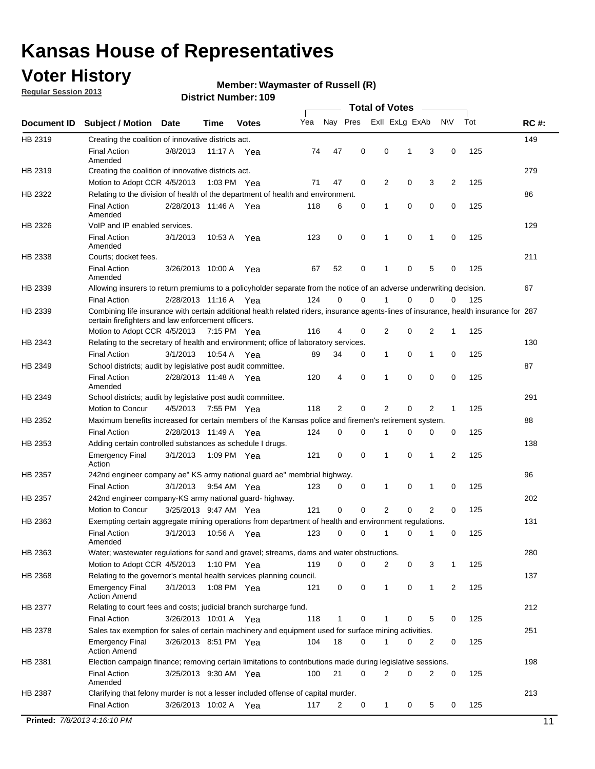# Kansas House of Representatives

## Voter History

**Regular Session 2013**

**Member: Waymaster of Russell (R)**

**District Number: 109**

| Document ID | Subject / Motion | Date | Time | Votes | Yea | Nay | Pres | ExII | ExLg | ExAb | N\V | Tot | RC #: |
|---|---|---|---|---|---|---|---|---|---|---|---|---|---|
| HB 2319 | Creating the coalition of innovative districts act. | | | | | | | | | | | | 149 |
| | Final Action Amended | 3/8/2013 | 11:17 A | Yea | 74 | 47 | 0 | 0 | 1 | 3 | 0 | 125 | |
| HB 2319 | Creating the coalition of innovative districts act. | | | | | | | | | | | | 279 |
| | Motion to Adopt CCR | 4/5/2013 | 1:03 PM | Yea | 71 | 47 | 0 | 2 | 0 | 3 | 2 | 125 | |
| HB 2322 | Relating to the division of health of the department of health and environment. | | | | | | | | | | | | 86 |
| | Final Action Amended | 2/28/2013 | 11:46 A | Yea | 118 | 6 | 0 | 1 | 0 | 0 | 0 | 125 | |
| HB 2326 | VoIP and IP enabled services. | | | | | | | | | | | | 129 |
| | Final Action Amended | 3/1/2013 | 10:53 A | Yea | 123 | 0 | 0 | 1 | 0 | 1 | 0 | 125 | |
| HB 2338 | Courts; docket fees. | | | | | | | | | | | | 211 |
| | Final Action Amended | 3/26/2013 | 10:00 A | Yea | 67 | 52 | 0 | 1 | 0 | 5 | 0 | 125 | |
| HB 2339 | Allowing insurers to return premiums to a policyholder separate from the notice of an adverse underwriting decision. | | | | | | | | | | | | 67 |
| | Final Action | 2/28/2013 | 11:16 A | Yea | 124 | 0 | 0 | 1 | 0 | 0 | 0 | 125 | |
| HB 2339 | Combining life insurance with certain additional health related riders, insurance agents-lines of insurance, health insurance for certain firefighters and law enforcement officers. | | | | | | | | | | | | 287 |
| | Motion to Adopt CCR | 4/5/2013 | 7:15 PM | Yea | 116 | 4 | 0 | 2 | 0 | 2 | 1 | 125 | |
| HB 2343 | Relating to the secretary of health and environment; office of laboratory services. | | | | | | | | | | | | 130 |
| | Final Action | 3/1/2013 | 10:54 A | Yea | 89 | 34 | 0 | 1 | 0 | 1 | 0 | 125 | |
| HB 2349 | School districts; audit by legislative post audit committee. | | | | | | | | | | | | 87 |
| | Final Action Amended | 2/28/2013 | 11:48 A | Yea | 120 | 4 | 0 | 1 | 0 | 0 | 0 | 125 | |
| HB 2349 | School districts; audit by legislative post audit committee. | | | | | | | | | | | | 291 |
| | Motion to Concur | 4/5/2013 | 7:55 PM | Yea | 118 | 2 | 0 | 2 | 0 | 2 | 1 | 125 | |
| HB 2352 | Maximum benefits increased for certain members of the Kansas police and firemen's retirement system. | | | | | | | | | | | | 88 |
| | Final Action | 2/28/2013 | 11:49 A | Yea | 124 | 0 | 0 | 1 | 0 | 0 | 0 | 125 | |
| HB 2353 | Adding certain controlled substances as schedule I drugs. | | | | | | | | | | | | 138 |
| | Emergency Final Action | 3/1/2013 | 1:09 PM | Yea | 121 | 0 | 0 | 1 | 0 | 1 | 2 | 125 | |
| HB 2357 | 242nd engineer company ae" KS army national guard ae" membrial highway. | | | | | | | | | | | | 96 |
| | Final Action | 3/1/2013 | 9:54 AM | Yea | 123 | 0 | 0 | 1 | 0 | 1 | 0 | 125 | |
| HB 2357 | 242nd engineer company-KS army national guard- highway. | | | | | | | | | | | | 202 |
| | Motion to Concur | 3/25/2013 | 9:47 AM | Yea | 121 | 0 | 0 | 2 | 0 | 2 | 0 | 125 | |
| HB 2363 | Exempting certain aggregate mining operations from department of health and environment regulations. | | | | | | | | | | | | 131 |
| | Final Action Amended | 3/1/2013 | 10:56 A | Yea | 123 | 0 | 0 | 1 | 0 | 1 | 0 | 125 | |
| HB 2363 | Water; wastewater regulations for sand and gravel; streams, dams and water obstructions. | | | | | | | | | | | | 280 |
| | Motion to Adopt CCR | 4/5/2013 | 1:10 PM | Yea | 119 | 0 | 0 | 2 | 0 | 3 | 1 | 125 | |
| HB 2368 | Relating to the governor's mental health services planning council. | | | | | | | | | | | | 137 |
| | Emergency Final Action Amend | 3/1/2013 | 1:08 PM | Yea | 121 | 0 | 0 | 1 | 0 | 1 | 2 | 125 | |
| HB 2377 | Relating to court fees and costs; judicial branch surcharge fund. | | | | | | | | | | | | 212 |
| | Final Action | 3/26/2013 | 10:01 A | Yea | 118 | 1 | 0 | 1 | 0 | 5 | 0 | 125 | |
| HB 2378 | Sales tax exemption for sales of certain machinery and equipment used for surface mining activities. | | | | | | | | | | | | 251 |
| | Emergency Final Action Amend | 3/26/2013 | 8:51 PM | Yea | 104 | 18 | 0 | 1 | 0 | 2 | 0 | 125 | |
| HB 2381 | Election campaign finance; removing certain limitations to contributions made during legislative sessions. | | | | | | | | | | | | 198 |
| | Final Action Amended | 3/25/2013 | 9:30 AM | Yea | 100 | 21 | 0 | 2 | 0 | 2 | 0 | 125 | |
| HB 2387 | Clarifying that felony murder is not a lesser included offense of capital murder. | | | | | | | | | | | | 213 |
| | Final Action | 3/26/2013 | 10:02 A | Yea | 117 | 2 | 0 | 1 | 0 | 5 | 0 | 125 | |

**Printed:** *7/8/2013 4:16:10 PM*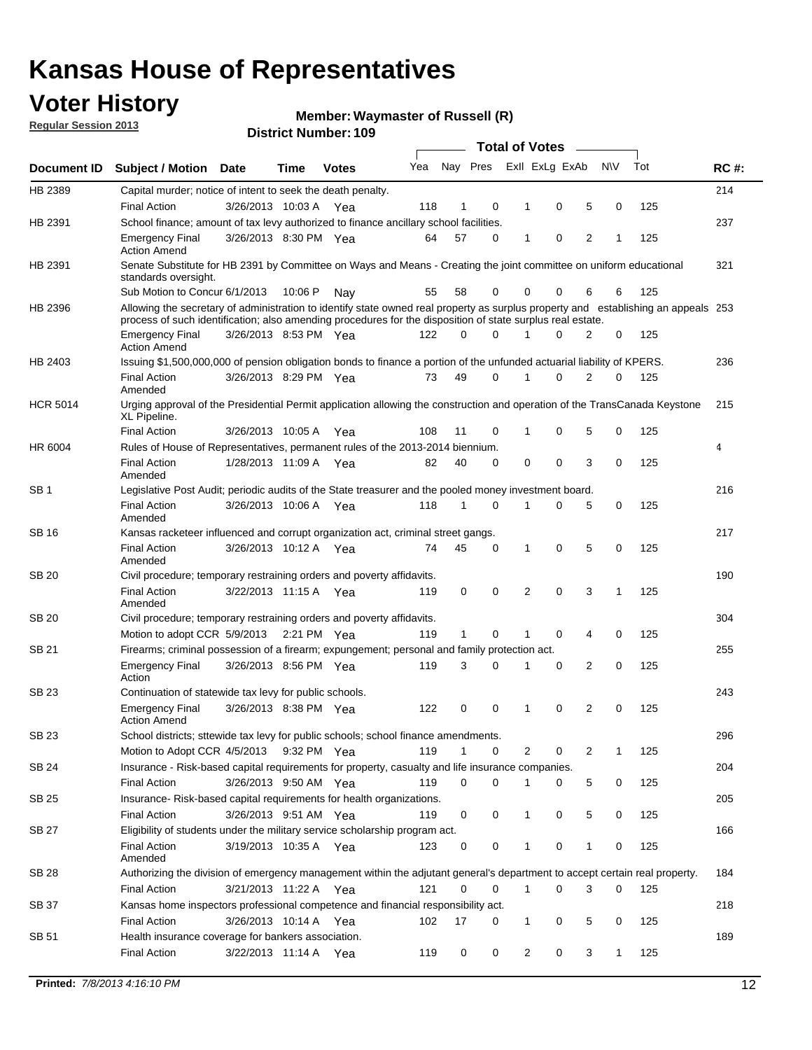# Kansas House of Representatives

## Voter History

**Regular Session 2013**

**Member: Waymaster of Russell (R)**

**District Number: 109**

| Document ID | Subject / Motion | Date | Time | Votes | Yea | Nay | Pres | ExII | ExLg | ExAb | N\V | Tot | RC #: |
|---|---|---|---|---|---|---|---|---|---|---|---|---|---|
| HB 2389 | Capital murder; notice of intent to seek the death penalty. | | | | | | | | | | | | 214 |
| | Final Action | 3/26/2013 | 10:03 A | Yea | 118 | 1 | 0 | 1 | 0 | 5 | 0 | 125 | |
| HB 2391 | School finance; amount of tax levy authorized to finance ancillary school facilities. | | | | | | | | | | | | 237 |
| | Emergency Final Action Amend | 3/26/2013 | 8:30 PM | Yea | 64 | 57 | 0 | 1 | 0 | 2 | 1 | 125 | |
| HB 2391 | Senate Substitute for HB 2391 by Committee on Ways and Means - Creating the joint committee on uniform educational standards oversight. | | | | | | | | | | | | 321 |
| | Sub Motion to Concur | 6/1/2013 | 10:06 P | Nay | 55 | 58 | 0 | 0 | 0 | 6 | 6 | 125 | |
| HB 2396 | Allowing the secretary of administration to identify state owned real property as surplus property and establishing an appeals process of such identification; also amending procedures for the disposition of state surplus real estate. | | | | | | | | | | | | 253 |
| | Emergency Final Action Amend | 3/26/2013 | 8:53 PM | Yea | 122 | 0 | 0 | 1 | 0 | 2 | 0 | 125 | |
| HB 2403 | Issuing $1,500,000,000 of pension obligation bonds to finance a portion of the unfunded actuarial liability of KPERS. | | | | | | | | | | | | 236 |
| | Final Action Amended | 3/26/2013 | 8:29 PM | Yea | 73 | 49 | 0 | 1 | 0 | 2 | 0 | 125 | |
| HCR 5014 | Urging approval of the Presidential Permit application allowing the construction and operation of the TransCanada Keystone XL Pipeline. | | | | | | | | | | | | 215 |
| | Final Action | 3/26/2013 | 10:05 A | Yea | 108 | 11 | 0 | 1 | 0 | 5 | 0 | 125 | |
| HR 6004 | Rules of House of Representatives, permanent rules of the 2013-2014 biennium. | | | | | | | | | | | | 4 |
| | Final Action Amended | 1/28/2013 | 11:09 A | Yea | 82 | 40 | 0 | 0 | 0 | 3 | 0 | 125 | |
| SB 1 | Legislative Post Audit; periodic audits of the State treasurer and the pooled money investment board. | | | | | | | | | | | | 216 |
| | Final Action Amended | 3/26/2013 | 10:06 A | Yea | 118 | 1 | 0 | 1 | 0 | 5 | 0 | 125 | |
| SB 16 | Kansas racketeer influenced and corrupt organization act, criminal street gangs. | | | | | | | | | | | | 217 |
| | Final Action Amended | 3/26/2013 | 10:12 A | Yea | 74 | 45 | 0 | 1 | 0 | 5 | 0 | 125 | |
| SB 20 | Civil procedure; temporary restraining orders and poverty affidavits. | | | | | | | | | | | | 190 |
| | Final Action Amended | 3/22/2013 | 11:15 A | Yea | 119 | 0 | 0 | 2 | 0 | 3 | 1 | 125 | |
| SB 20 | Civil procedure; temporary restraining orders and poverty affidavits. | | | | | | | | | | | | 304 |
| | Motion to adopt CCR | 5/9/2013 | 2:21 PM | Yea | 119 | 1 | 0 | 1 | 0 | 4 | 0 | 125 | |
| SB 21 | Firearms; criminal possession of a firearm; expungement; personal and family protection act. | | | | | | | | | | | | 255 |
| | Emergency Final Action | 3/26/2013 | 8:56 PM | Yea | 119 | 3 | 0 | 1 | 0 | 2 | 0 | 125 | |
| SB 23 | Continuation of statewide tax levy for public schools. | | | | | | | | | | | | 243 |
| | Emergency Final Action Amend | 3/26/2013 | 8:38 PM | Yea | 122 | 0 | 0 | 1 | 0 | 2 | 0 | 125 | |
| SB 23 | School districts; sttewide tax levy for public schools; school finance amendments. | | | | | | | | | | | | 296 |
| | Motion to Adopt CCR | 4/5/2013 | 9:32 PM | Yea | 119 | 1 | 0 | 2 | 0 | 2 | 1 | 125 | |
| SB 24 | Insurance - Risk-based capital requirements for property, casualty and life insurance companies. | | | | | | | | | | | | 204 |
| | Final Action | 3/26/2013 | 9:50 AM | Yea | 119 | 0 | 0 | 1 | 0 | 5 | 0 | 125 | |
| SB 25 | Insurance- Risk-based capital requirements for health organizations. | | | | | | | | | | | | 205 |
| | Final Action | 3/26/2013 | 9:51 AM | Yea | 119 | 0 | 0 | 1 | 0 | 5 | 0 | 125 | |
| SB 27 | Eligibility of students under the military service scholarship program act. | | | | | | | | | | | | 166 |
| | Final Action Amended | 3/19/2013 | 10:35 A | Yea | 123 | 0 | 0 | 1 | 0 | 1 | 0 | 125 | |
| SB 28 | Authorizing the division of emergency management within the adjutant general's department to accept certain real property. | | | | | | | | | | | | 184 |
| | Final Action | 3/21/2013 | 11:22 A | Yea | 121 | 0 | 0 | 1 | 0 | 3 | 0 | 125 | |
| SB 37 | Kansas home inspectors professional competence and financial responsibility act. | | | | | | | | | | | | 218 |
| | Final Action | 3/26/2013 | 10:14 A | Yea | 102 | 17 | 0 | 1 | 0 | 5 | 0 | 125 | |
| SB 51 | Health insurance coverage for bankers association. | | | | | | | | | | | | 189 |
| | Final Action | 3/22/2013 | 11:14 A | Yea | 119 | 0 | 0 | 2 | 0 | 3 | 1 | 125 | |

**Printed:** *7/8/2013 4:16:10 PM*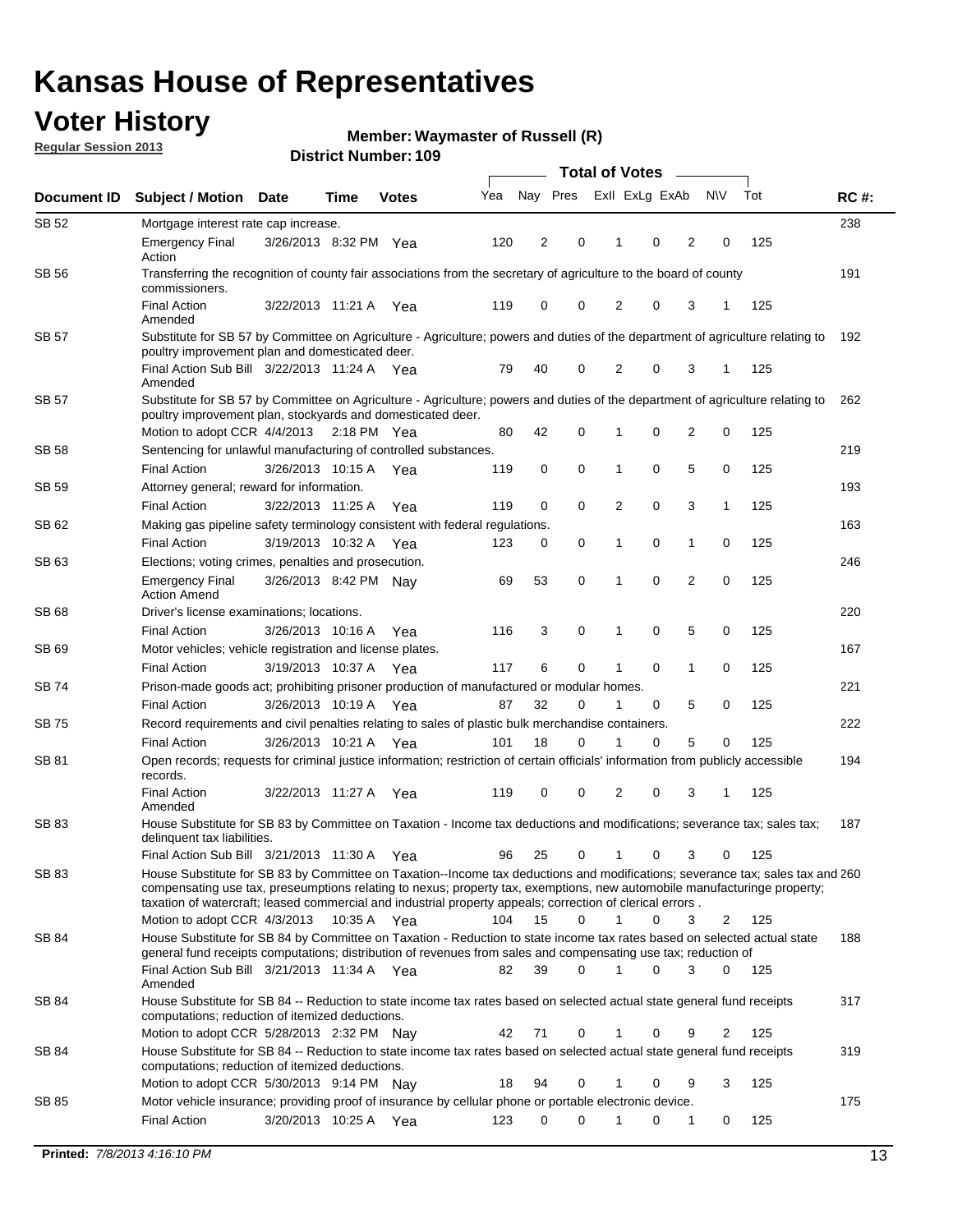# Kansas House of Representatives

## Voter History

**Regular Session 2013**

**Member: Waymaster of Russell (R)**

**District Number: 109**

| Document ID | Subject / Motion | Date | Time | Votes | Yea | Nay | Pres | ExII | ExLg | ExAb | N\V | Tot | RC #: |
|---|---|---|---|---|---|---|---|---|---|---|---|---|---|
| SB 52 | Mortgage interest rate cap increase. | | | | | | | | | | | | 238 |
| | Emergency Final Action | 3/26/2013 | 8:32 PM | Yea | 120 | 2 | 0 | 1 | 0 | 2 | 0 | 125 | |
| SB 56 | Transferring the recognition of county fair associations from the secretary of agriculture to the board of county commissioners. | | | | | | | | | | | | 191 |
| | Final Action Amended | 3/22/2013 | 11:21 A | Yea | 119 | 0 | 0 | 2 | 0 | 3 | 1 | 125 | |
| SB 57 | Substitute for SB 57 by Committee on Agriculture - Agriculture; powers and duties of the department of agriculture relating to poultry improvement plan and domesticated deer. | | | | | | | | | | | | 192 |
| | Final Action Sub Bill Amended | 3/22/2013 | 11:24 A | Yea | 79 | 40 | 0 | 2 | 0 | 3 | 1 | 125 | |
| SB 57 | Substitute for SB 57 by Committee on Agriculture - Agriculture; powers and duties of the department of agriculture relating to poultry improvement plan, stockyards and domesticated deer. | | | | | | | | | | | | 262 |
| | Motion to adopt CCR | 4/4/2013 | 2:18 PM | Yea | 80 | 42 | 0 | 1 | 0 | 2 | 0 | 125 | |
| SB 58 | Sentencing for unlawful manufacturing of controlled substances. | | | | | | | | | | | | 219 |
| | Final Action | 3/26/2013 | 10:15 A | Yea | 119 | 0 | 0 | 1 | 0 | 5 | 0 | 125 | |
| SB 59 | Attorney general; reward for information. | | | | | | | | | | | | 193 |
| | Final Action | 3/22/2013 | 11:25 A | Yea | 119 | 0 | 0 | 2 | 0 | 3 | 1 | 125 | |
| SB 62 | Making gas pipeline safety terminology consistent with federal regulations. | | | | | | | | | | | | 163 |
| | Final Action | 3/19/2013 | 10:32 A | Yea | 123 | 0 | 0 | 1 | 0 | 1 | 0 | 125 | |
| SB 63 | Elections; voting crimes, penalties and prosecution. | | | | | | | | | | | | 246 |
| | Emergency Final Action Amend | 3/26/2013 | 8:42 PM | Nay | 69 | 53 | 0 | 1 | 0 | 2 | 0 | 125 | |
| SB 68 | Driver's license examinations; locations. | | | | | | | | | | | | 220 |
| | Final Action | 3/26/2013 | 10:16 A | Yea | 116 | 3 | 0 | 1 | 0 | 5 | 0 | 125 | |
| SB 69 | Motor vehicles; vehicle registration and license plates. | | | | | | | | | | | | 167 |
| | Final Action | 3/19/2013 | 10:37 A | Yea | 117 | 6 | 0 | 1 | 0 | 1 | 0 | 125 | |
| SB 74 | Prison-made goods act; prohibiting prisoner production of manufactured or modular homes. | | | | | | | | | | | | 221 |
| | Final Action | 3/26/2013 | 10:19 A | Yea | 87 | 32 | 0 | 1 | 0 | 5 | 0 | 125 | |
| SB 75 | Record requirements and civil penalties relating to sales of plastic bulk merchandise containers. | | | | | | | | | | | | 222 |
| | Final Action | 3/26/2013 | 10:21 A | Yea | 101 | 18 | 0 | 1 | 0 | 5 | 0 | 125 | |
| SB 81 | Open records; requests for criminal justice information; restriction of certain officials' information from publicly accessible records. | | | | | | | | | | | | 194 |
| | Final Action Amended | 3/22/2013 | 11:27 A | Yea | 119 | 0 | 0 | 2 | 0 | 3 | 1 | 125 | |
| SB 83 | House Substitute for SB 83 by Committee on Taxation - Income tax deductions and modifications; severance tax; sales tax; delinquent tax liabilities. | | | | | | | | | | | | 187 |
| | Final Action Sub Bill | 3/21/2013 | 11:30 A | Yea | 96 | 25 | 0 | 1 | 0 | 3 | 0 | 125 | |
| SB 83 | House Substitute for SB 83 by Committee on Taxation--Income tax deductions and modifications; severance tax; sales tax and compensating use tax, preseumptions relating to nexus; property tax, exemptions, new automobile manufacturinge property; taxation of watercraft; leased commercial and industrial property appeals; correction of clerical errors . | | | | | | | | | | | | 260 |
| | Motion to adopt CCR | 4/3/2013 | 10:35 A | Yea | 104 | 15 | 0 | 1 | 0 | 3 | 2 | 125 | |
| SB 84 | House Substitute for SB 84 by Committee on Taxation - Reduction to state income tax rates based on selected actual state general fund receipts computations; distribution of revenues from sales and compensating use tax; reduction of | | | | | | | | | | | | 188 |
| | Final Action Sub Bill Amended | 3/21/2013 | 11:34 A | Yea | 82 | 39 | 0 | 1 | 0 | 3 | 0 | 125 | |
| SB 84 | House Substitute for SB 84 -- Reduction to state income tax rates based on selected actual state general fund receipts computations; reduction of itemized deductions. | | | | | | | | | | | | 317 |
| | Motion to adopt CCR | 5/28/2013 | 2:32 PM | Nay | 42 | 71 | 0 | 1 | 0 | 9 | 2 | 125 | |
| SB 84 | House Substitute for SB 84 -- Reduction to state income tax rates based on selected actual state general fund receipts computations; reduction of itemized deductions. | | | | | | | | | | | | 319 |
| | Motion to adopt CCR | 5/30/2013 | 9:14 PM | Nay | 18 | 94 | 0 | 1 | 0 | 9 | 3 | 125 | |
| SB 85 | Motor vehicle insurance; providing proof of insurance by cellular phone or portable electronic device. | | | | | | | | | | | | 175 |
| | Final Action | 3/20/2013 | 10:25 A | Yea | 123 | 0 | 0 | 1 | 0 | 1 | 0 | 125 | |

**Printed:** *7/8/2013 4:16:10 PM*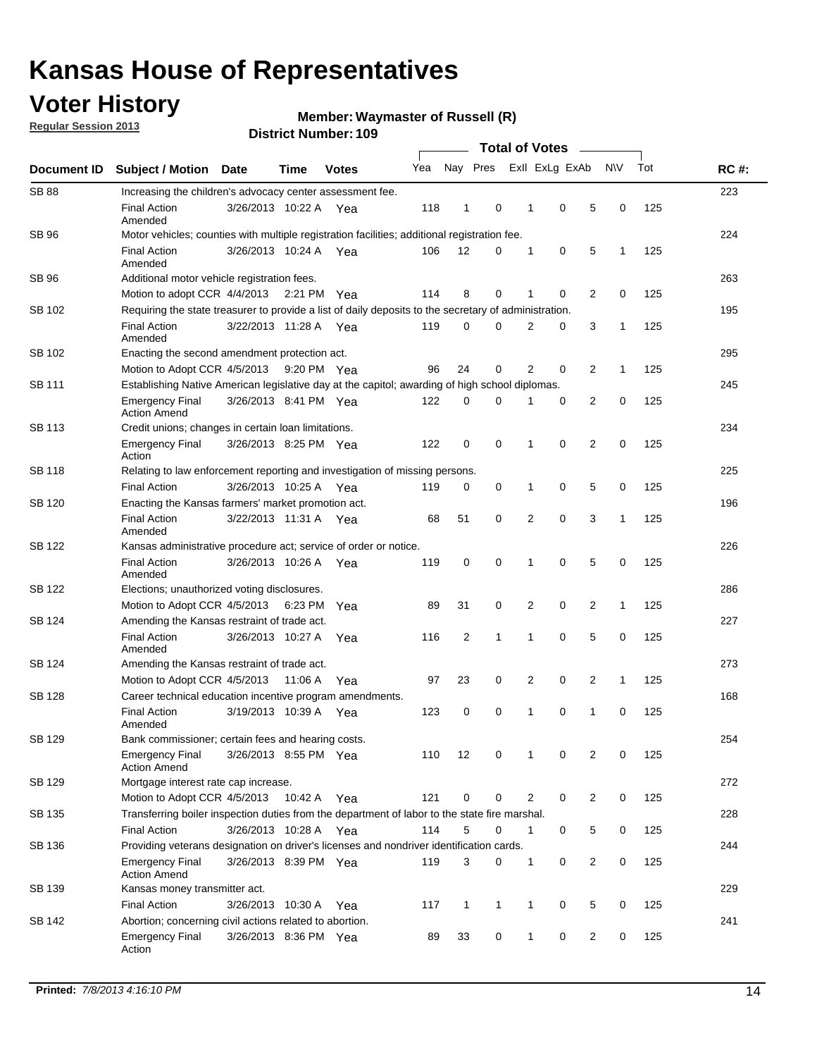# Kansas House of Representatives

## Voter History

**Regular Session 2013**

**Member: Waymaster of Russell (R)**

**District Number: 109**

| Document ID | Subject / Motion | Date | Time | Votes | Yea | Nay | Pres | ExII | ExLg | ExAb | N\V | Tot | RC #: |
|---|---|---|---|---|---|---|---|---|---|---|---|---|---|
| SB 88 | Increasing the children's advocacy center assessment fee. | | | | | | | | | | | | 223 |
| | Final Action Amended | 3/26/2013 | 10:22 A | Yea | 118 | 1 | 0 | 1 | 0 | 5 | 0 | 125 | |
| SB 96 | Motor vehicles; counties with multiple registration facilities; additional registration fee. | | | | | | | | | | | | 224 |
| | Final Action Amended | 3/26/2013 | 10:24 A | Yea | 106 | 12 | 0 | 1 | 0 | 5 | 1 | 125 | |
| SB 96 | Additional motor vehicle registration fees. | | | | | | | | | | | | 263 |
| | Motion to adopt CCR | 4/4/2013 | 2:21 PM | Yea | 114 | 8 | 0 | 1 | 0 | 2 | 0 | 125 | |
| SB 102 | Requiring the state treasurer to provide a list of daily deposits to the secretary of administration. | | | | | | | | | | | | 195 |
| | Final Action Amended | 3/22/2013 | 11:28 A | Yea | 119 | 0 | 0 | 2 | 0 | 3 | 1 | 125 | |
| SB 102 | Enacting the second amendment protection act. | | | | | | | | | | | | 295 |
| | Motion to Adopt CCR | 4/5/2013 | 9:20 PM | Yea | 96 | 24 | 0 | 2 | 0 | 2 | 1 | 125 | |
| SB 111 | Establishing Native American legislative day at the capitol; awarding of high school diplomas. | | | | | | | | | | | | 245 |
| | Emergency Final Action Amend | 3/26/2013 | 8:41 PM | Yea | 122 | 0 | 0 | 1 | 0 | 2 | 0 | 125 | |
| SB 113 | Credit unions; changes in certain loan limitations. | | | | | | | | | | | | 234 |
| | Emergency Final Action | 3/26/2013 | 8:25 PM | Yea | 122 | 0 | 0 | 1 | 0 | 2 | 0 | 125 | |
| SB 118 | Relating to law enforcement reporting and investigation of missing persons. | | | | | | | | | | | | 225 |
| | Final Action | 3/26/2013 | 10:25 A | Yea | 119 | 0 | 0 | 1 | 0 | 5 | 0 | 125 | |
| SB 120 | Enacting the Kansas farmers' market promotion act. | | | | | | | | | | | | 196 |
| | Final Action Amended | 3/22/2013 | 11:31 A | Yea | 68 | 51 | 0 | 2 | 0 | 3 | 1 | 125 | |
| SB 122 | Kansas administrative procedure act; service of order or notice. | | | | | | | | | | | | 226 |
| | Final Action Amended | 3/26/2013 | 10:26 A | Yea | 119 | 0 | 0 | 1 | 0 | 5 | 0 | 125 | |
| SB 122 | Elections; unauthorized voting disclosures. | | | | | | | | | | | | 286 |
| | Motion to Adopt CCR | 4/5/2013 | 6:23 PM | Yea | 89 | 31 | 0 | 2 | 0 | 2 | 1 | 125 | |
| SB 124 | Amending the Kansas restraint of trade act. | | | | | | | | | | | | 227 |
| | Final Action Amended | 3/26/2013 | 10:27 A | Yea | 116 | 2 | 1 | 1 | 0 | 5 | 0 | 125 | |
| SB 124 | Amending the Kansas restraint of trade act. | | | | | | | | | | | | 273 |
| | Motion to Adopt CCR | 4/5/2013 | 11:06 A | Yea | 97 | 23 | 0 | 2 | 0 | 2 | 1 | 125 | |
| SB 128 | Career technical education incentive program amendments. | | | | | | | | | | | | 168 |
| | Final Action Amended | 3/19/2013 | 10:39 A | Yea | 123 | 0 | 0 | 1 | 0 | 1 | 0 | 125 | |
| SB 129 | Bank commissioner; certain fees and hearing costs. | | | | | | | | | | | | 254 |
| | Emergency Final Action Amend | 3/26/2013 | 8:55 PM | Yea | 110 | 12 | 0 | 1 | 0 | 2 | 0 | 125 | |
| SB 129 | Mortgage interest rate cap increase. | | | | | | | | | | | | 272 |
| | Motion to Adopt CCR | 4/5/2013 | 10:42 A | Yea | 121 | 0 | 0 | 2 | 0 | 2 | 0 | 125 | |
| SB 135 | Transferring boiler inspection duties from the department of labor to the state fire marshal. | | | | | | | | | | | | 228 |
| | Final Action | 3/26/2013 | 10:28 A | Yea | 114 | 5 | 0 | 1 | 0 | 5 | 0 | 125 | |
| SB 136 | Providing veterans designation on driver's licenses and nondriver identification cards. | | | | | | | | | | | | 244 |
| | Emergency Final Action Amend | 3/26/2013 | 8:39 PM | Yea | 119 | 3 | 0 | 1 | 0 | 2 | 0 | 125 | |
| SB 139 | Kansas money transmitter act. | | | | | | | | | | | | 229 |
| | Final Action | 3/26/2013 | 10:30 A | Yea | 117 | 1 | 1 | 1 | 0 | 5 | 0 | 125 | |
| SB 142 | Abortion; concerning civil actions related to abortion. | | | | | | | | | | | | 241 |
| | Emergency Final Action | 3/26/2013 | 8:36 PM | Yea | 89 | 33 | 0 | 1 | 0 | 2 | 0 | 125 | |

**Printed:** *7/8/2013 4:16:10 PM*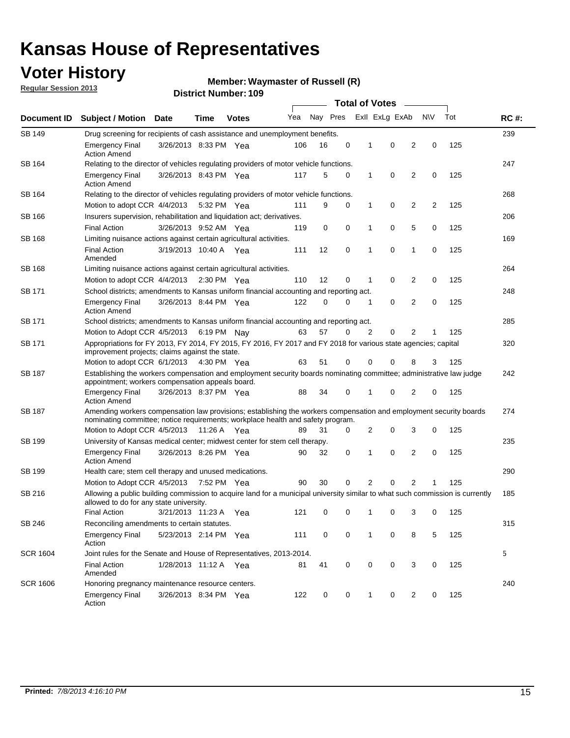# Kansas House of Representatives

## Voter History

**Regular Session 2013**

**Member: Waymaster of Russell (R)**

**District Number: 109**

| Document ID | Subject / Motion | Date | Time | Votes | Yea | Nay | Pres | ExII | ExLg | ExAb | N\V | Tot | RC #: |
|---|---|---|---|---|---|---|---|---|---|---|---|---|---|
| SB 149 | Drug screening for recipients of cash assistance and unemployment benefits. | | | | | | | | | | | | 239 |
| | Emergency Final Action Amend | 3/26/2013 | 8:33 PM | Yea | 106 | 16 | 0 | 1 | 0 | 2 | 0 | 125 | |
| SB 164 | Relating to the director of vehicles regulating providers of motor vehicle functions. | | | | | | | | | | | | 247 |
| | Emergency Final Action Amend | 3/26/2013 | 8:43 PM | Yea | 117 | 5 | 0 | 1 | 0 | 2 | 0 | 125 | |
| SB 164 | Relating to the director of vehicles regulating providers of motor vehicle functions. | | | | | | | | | | | | 268 |
| | Motion to adopt CCR | 4/4/2013 | 5:32 PM | Yea | 111 | 9 | 0 | 1 | 0 | 2 | 2 | 125 | |
| SB 166 | Insurers supervision, rehabilitation and liquidation act; derivatives. | | | | | | | | | | | | 206 |
| | Final Action | 3/26/2013 | 9:52 AM | Yea | 119 | 0 | 0 | 1 | 0 | 5 | 0 | 125 | |
| SB 168 | Limiting nuisance actions against certain agricultural activities. | | | | | | | | | | | | 169 |
| | Final Action Amended | 3/19/2013 | 10:40 A | Yea | 111 | 12 | 0 | 1 | 0 | 1 | 0 | 125 | |
| SB 168 | Limiting nuisance actions against certain agricultural activities. | | | | | | | | | | | | 264 |
| | Motion to adopt CCR | 4/4/2013 | 2:30 PM | Yea | 110 | 12 | 0 | 1 | 0 | 2 | 0 | 125 | |
| SB 171 | School districts; amendments to Kansas uniform financial accounting and reporting act. | | | | | | | | | | | | 248 |
| | Emergency Final Action Amend | 3/26/2013 | 8:44 PM | Yea | 122 | 0 | 0 | 1 | 0 | 2 | 0 | 125 | |
| SB 171 | School districts; amendments to Kansas uniform financial accounting and reporting act. | | | | | | | | | | | | 285 |
| | Motion to Adopt CCR | 4/5/2013 | 6:19 PM | Nay | 63 | 57 | 0 | 2 | 0 | 2 | 1 | 125 | |
| SB 171 | Appropriations for FY 2013, FY 2014, FY 2015, FY 2016, FY 2017 and FY 2018 for various state agencies; capital improvement projects; claims against the state. | | | | | | | | | | | | 320 |
| | Motion to adopt CCR | 6/1/2013 | 4:30 PM | Yea | 63 | 51 | 0 | 0 | 0 | 8 | 3 | 125 | |
| SB 187 | Establishing the workers compensation and employment security boards nominating committee; administrative law judge appointment; workers compensation appeals board. | | | | | | | | | | | | 242 |
| | Emergency Final Action Amend | 3/26/2013 | 8:37 PM | Yea | 88 | 34 | 0 | 1 | 0 | 2 | 0 | 125 | |
| SB 187 | Amending workers compensation law provisions; establishing the workers compensation and employment security boards nominating committee; notice requirements; workplace health and safety program. | | | | | | | | | | | | 274 |
| | Motion to Adopt CCR | 4/5/2013 | 11:26 A | Yea | 89 | 31 | 0 | 2 | 0 | 3 | 0 | 125 | |
| SB 199 | University of Kansas medical center; midwest center for stem cell therapy. | | | | | | | | | | | | 235 |
| | Emergency Final Action Amend | 3/26/2013 | 8:26 PM | Yea | 90 | 32 | 0 | 1 | 0 | 2 | 0 | 125 | |
| SB 199 | Health care; stem cell therapy and unused medications. | | | | | | | | | | | | 290 |
| | Motion to Adopt CCR | 4/5/2013 | 7:52 PM | Yea | 90 | 30 | 0 | 2 | 0 | 2 | 1 | 125 | |
| SB 216 | Allowing a public building commission to acquire land for a municipal university similar to what such commission is currently allowed to do for any state university. | | | | | | | | | | | | 185 |
| | Final Action | 3/21/2013 | 11:23 A | Yea | 121 | 0 | 0 | 1 | 0 | 3 | 0 | 125 | |
| SB 246 | Reconciling amendments to certain statutes. | | | | | | | | | | | | 315 |
| | Emergency Final Action | 5/23/2013 | 2:14 PM | Yea | 111 | 0 | 0 | 1 | 0 | 8 | 5 | 125 | |
| SCR 1604 | Joint rules for the Senate and House of Representatives, 2013-2014. | | | | | | | | | | | | 5 |
| | Final Action Amended | 1/28/2013 | 11:12 A | Yea | 81 | 41 | 0 | 0 | 0 | 3 | 0 | 125 | |
| SCR 1606 | Honoring pregnancy maintenance resource centers. | | | | | | | | | | | | 240 |
| | Emergency Final Action | 3/26/2013 | 8:34 PM | Yea | 122 | 0 | 0 | 1 | 0 | 2 | 0 | 125 | |

**Printed:** *7/8/2013 4:16:10 PM*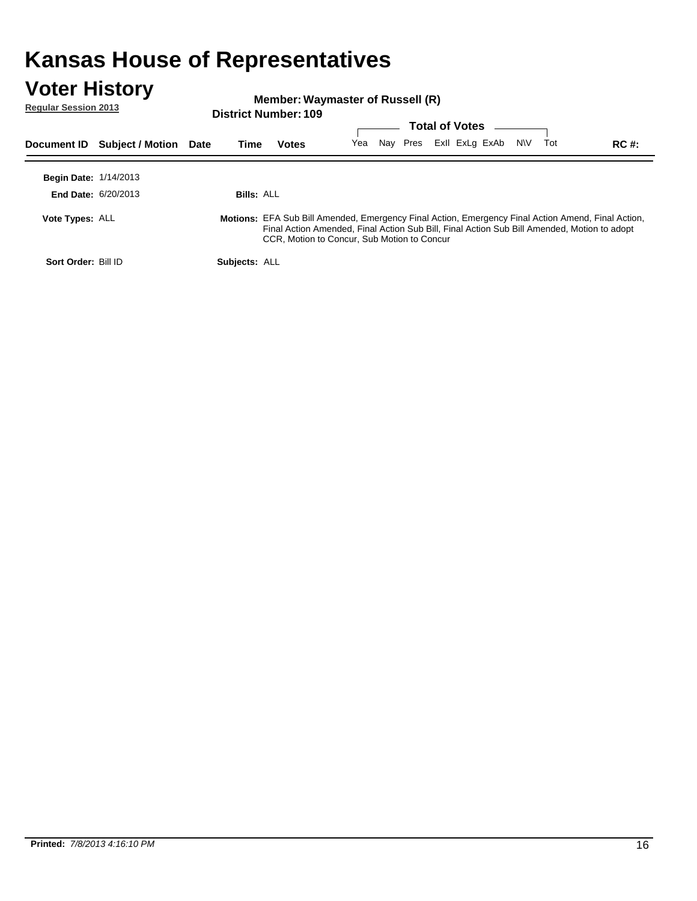# Kansas House of Representatives

## Voter History

**Regular Session 2013**

**Member: Waymaster of Russell (R)**

**District Number: 109**

| Document ID | Subject / Motion | Date | Time | Votes | Yea | Nay | Pres | ExII | ExLg | ExAb | N\V | Tot | RC #: |
|---|---|---|---|---|---|---|---|---|---|---|---|---|---|

**Begin Date:** 1/14/2013

**End Date:** 6/20/2013

**Bills:** ALL

**Vote Types:** ALL

**Motions:** EFA Sub Bill Amended, Emergency Final Action, Emergency Final Action Amend, Final Action, Final Action Amended, Final Action Sub Bill, Final Action Sub Bill Amended, Motion to adopt CCR, Motion to Concur, Sub Motion to Concur

**Sort Order:** Bill ID

**Subjects:** ALL

**Printed:** *7/8/2013 4:16:10 PM*